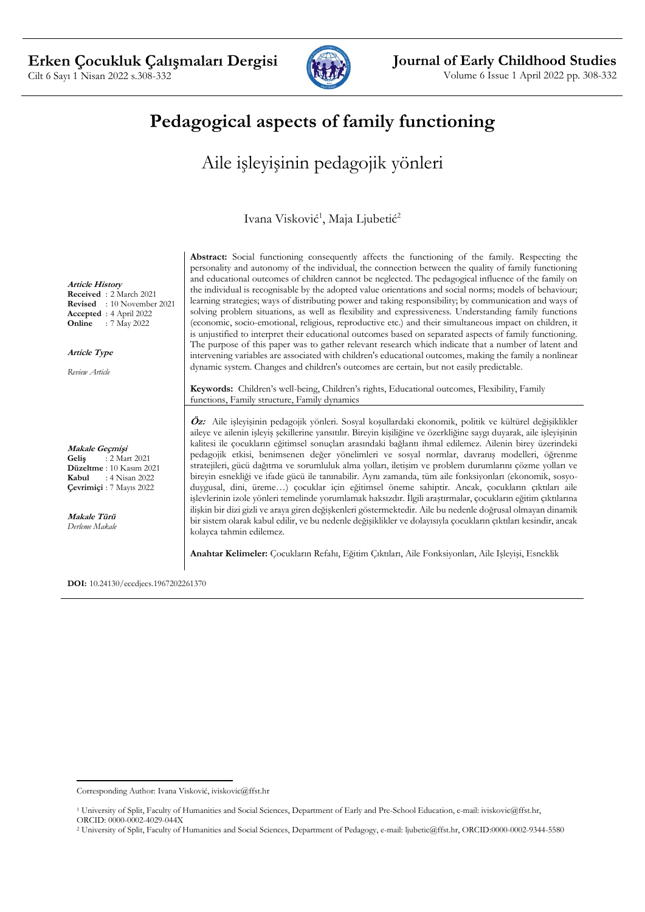# Pedagogical aspects of family functioning

## Aile işleyişinin pedagojik yönleri

Ivana Visković[1], Maja Ljubetić[2]

***Article History***
**Received** : 2 March 2021
**Revised** : 10 November 2021
**Accepted** : 4 April 2022
**Online** : 7 May 2022

***Article Type***

*Review Article*

**Abstract:** Social functioning consequently affects the functioning of the family. Respecting the personality and autonomy of the individual, the connection between the quality of family functioning and educational outcomes of children cannot be neglected. The pedagogical influence of the family on the individual is recognisable by the adopted value orientations and social norms; models of behaviour; learning strategies; ways of distributing power and taking responsibility; by communication and ways of solving problem situations, as well as flexibility and expressiveness. Understanding family functions (economic, socio-emotional, religious, reproductive etc.) and their simultaneous impact on children, it is unjustified to interpret their educational outcomes based on separated aspects of family functioning. The purpose of this paper was to gather relevant research which indicate that a number of latent and intervening variables are associated with children's educational outcomes, making the family a nonlinear dynamic system. Changes and children's outcomes are certain, but not easily predictable.

**Keywords:** Children's well-being, Children's rights, Educational outcomes, Flexibility, Family functions, Family structure, Family dynamics

***Makale Geçmişi***
**Geliş** : 2 Mart 2021
**Düzeltme** : 10 Kasım 2021
**Kabul** : 4 Nisan 2022
**Çevrimiçi** : 7 Mayıs 2022

***Makale Türü***
*Derleme Makale*

***Öz:*** Aile işleyişinin pedagojik yönleri. Sosyal koşullardaki ekonomik, politik ve kültürel değişiklikler aileye ve ailenin işleyiş şekillerine yansıtılır. Bireyin kişiliğine ve özerkliğine saygı duyarak, aile işleyişinin kalitesi ile çocukların eğitimsel sonuçları arasındaki bağlantı ihmal edilemez. Ailenin birey üzerindeki pedagojik etkisi, benimsenen değer yönelimleri ve sosyal normlar, davranış modelleri, öğrenme stratejileri, gücü dağıtma ve sorumluluk alma yolları, iletişim ve problem durumlarını çözme yolları ve bireyin esnekliği ve ifade gücü ile tanınabilir. Aynı zamanda, tüm aile fonksiyonları (ekonomik, sosyo-duygusal, dini, üreme…) çocuklar için eğitimsel öneme sahiptir. Ancak, çocukların çıktıları aile işlevlerinin izole yönleri temelinde yorumlamak haksızdır. İlgili araştırmalar, çocukların eğitim çıktılarına ilişkin bir dizi gizli ve araya giren değişkenleri göstermektedir. Aile bu nedenle doğrusal olmayan dinamik bir sistem olarak kabul edilir, ve bu nedenle değişiklikler ve dolayısıyla çocukların çıktıları kesindir, ancak kolayca tahmin edilemez.

**Anahtar Kelimeler:** Çocukların Refahı, Eğitim Çıktıları, Aile Fonksiyonları, Aile Işleyişi, Esneklik

**DOI:** 10.24130/eccdjecs.1967202261370

Corresponding Author: Ivana Visković, iviskovic@ffst.hr

[1] University of Split, Faculty of Humanities and Social Sciences, Department of Early and Pre-School Education, e-mail: iviskovic@ffst.hr, ORCID: 0000-0002-4029-044X

[2] University of Split, Faculty of Humanities and Social Sciences, Department of Pedagogy, e-mail: ljubetic@ffst.hr, ORCID:0000-0002-9344-5580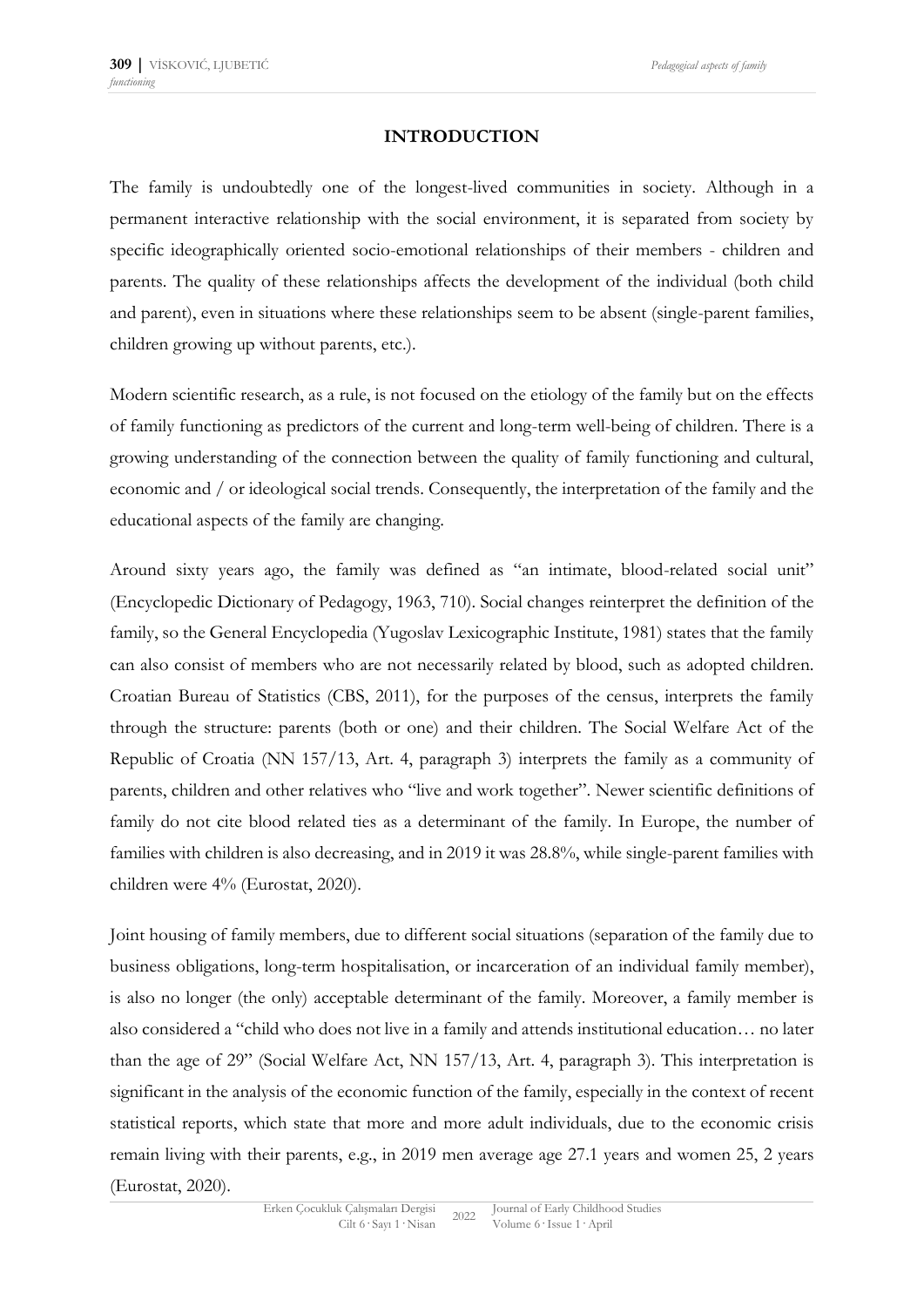## INTRODUCTION

The family is undoubtedly one of the longest-lived communities in society. Although in a permanent interactive relationship with the social environment, it is separated from society by specific ideographically oriented socio-emotional relationships of their members - children and parents. The quality of these relationships affects the development of the individual (both child and parent), even in situations where these relationships seem to be absent (single-parent families, children growing up without parents, etc.).

Modern scientific research, as a rule, is not focused on the etiology of the family but on the effects of family functioning as predictors of the current and long-term well-being of children. There is a growing understanding of the connection between the quality of family functioning and cultural, economic and / or ideological social trends. Consequently, the interpretation of the family and the educational aspects of the family are changing.

Around sixty years ago, the family was defined as "an intimate, blood-related social unit" (Encyclopedic Dictionary of Pedagogy, 1963, 710). Social changes reinterpret the definition of the family, so the General Encyclopedia (Yugoslav Lexicographic Institute, 1981) states that the family can also consist of members who are not necessarily related by blood, such as adopted children. Croatian Bureau of Statistics (CBS, 2011), for the purposes of the census, interprets the family through the structure: parents (both or one) and their children. The Social Welfare Act of the Republic of Croatia (NN 157/13, Art. 4, paragraph 3) interprets the family as a community of parents, children and other relatives who "live and work together". Newer scientific definitions of family do not cite blood related ties as a determinant of the family. In Europe, the number of families with children is also decreasing, and in 2019 it was 28.8%, while single-parent families with children were 4% (Eurostat, 2020).

Joint housing of family members, due to different social situations (separation of the family due to business obligations, long-term hospitalisation, or incarceration of an individual family member), is also no longer (the only) acceptable determinant of the family. Moreover, a family member is also considered a "child who does not live in a family and attends institutional education… no later than the age of 29" (Social Welfare Act, NN 157/13, Art. 4, paragraph 3). This interpretation is significant in the analysis of the economic function of the family, especially in the context of recent statistical reports, which state that more and more adult individuals, due to the economic crisis remain living with their parents, e.g., in 2019 men average age 27.1 years and women 25, 2 years (Eurostat, 2020).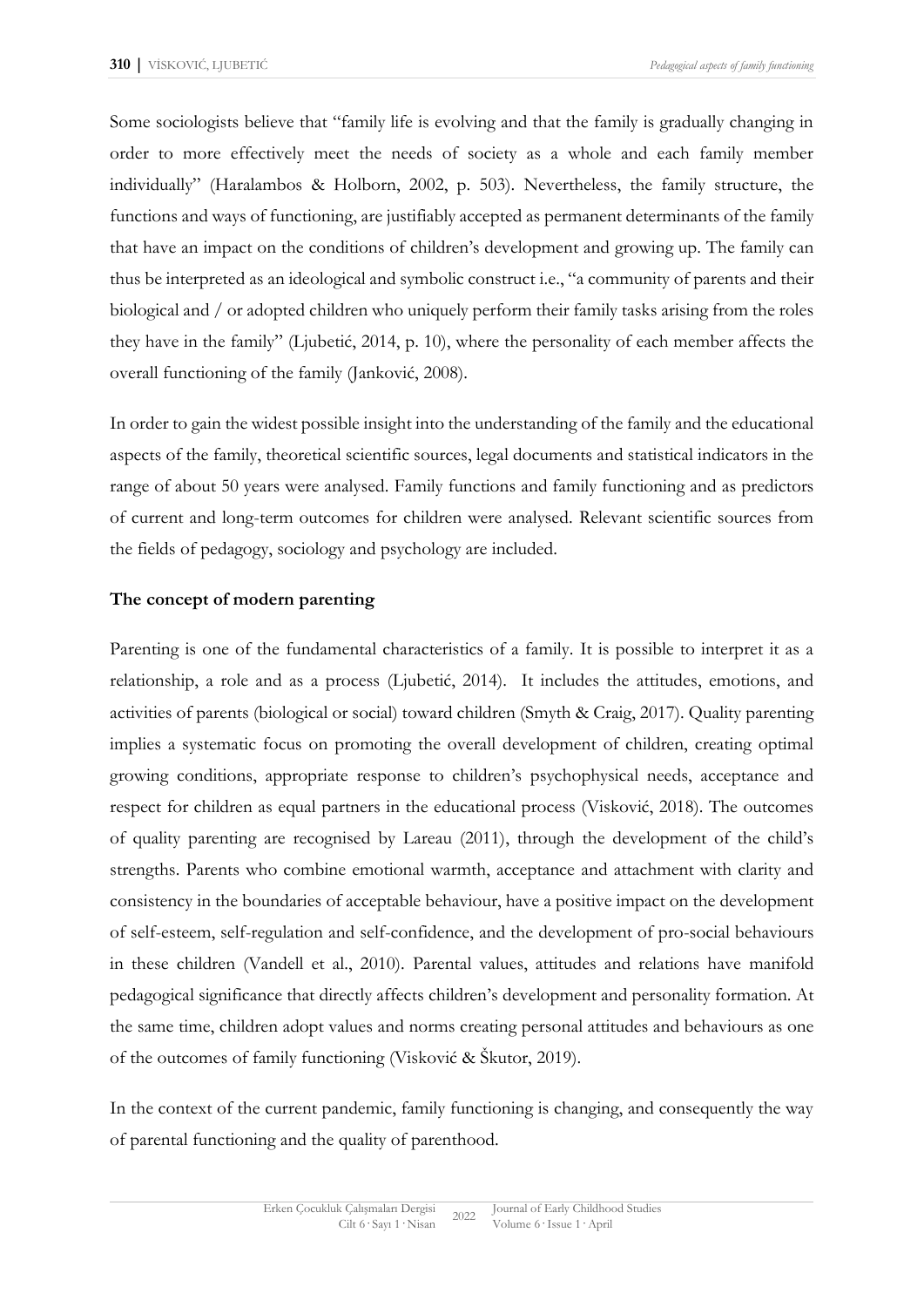Some sociologists believe that "family life is evolving and that the family is gradually changing in order to more effectively meet the needs of society as a whole and each family member individually" (Haralambos & Holborn, 2002, p. 503). Nevertheless, the family structure, the functions and ways of functioning, are justifiably accepted as permanent determinants of the family that have an impact on the conditions of children's development and growing up. The family can thus be interpreted as an ideological and symbolic construct i.e., "a community of parents and their biological and / or adopted children who uniquely perform their family tasks arising from the roles they have in the family" (Ljubetić, 2014, p. 10), where the personality of each member affects the overall functioning of the family (Janković, 2008).

In order to gain the widest possible insight into the understanding of the family and the educational aspects of the family, theoretical scientific sources, legal documents and statistical indicators in the range of about 50 years were analysed. Family functions and family functioning and as predictors of current and long-term outcomes for children were analysed. Relevant scientific sources from the fields of pedagogy, sociology and psychology are included.

**The concept of modern parenting**

Parenting is one of the fundamental characteristics of a family. It is possible to interpret it as a relationship, a role and as a process (Ljubetić, 2014). It includes the attitudes, emotions, and activities of parents (biological or social) toward children (Smyth & Craig, 2017). Quality parenting implies a systematic focus on promoting the overall development of children, creating optimal growing conditions, appropriate response to children's psychophysical needs, acceptance and respect for children as equal partners in the educational process (Visković, 2018). The outcomes of quality parenting are recognised by Lareau (2011), through the development of the child's strengths. Parents who combine emotional warmth, acceptance and attachment with clarity and consistency in the boundaries of acceptable behaviour, have a positive impact on the development of self-esteem, self-regulation and self-confidence, and the development of pro-social behaviours in these children (Vandell et al., 2010). Parental values, attitudes and relations have manifold pedagogical significance that directly affects children's development and personality formation. At the same time, children adopt values and norms creating personal attitudes and behaviours as one of the outcomes of family functioning (Visković & Škutor, 2019).

In the context of the current pandemic, family functioning is changing, and consequently the way of parental functioning and the quality of parenthood.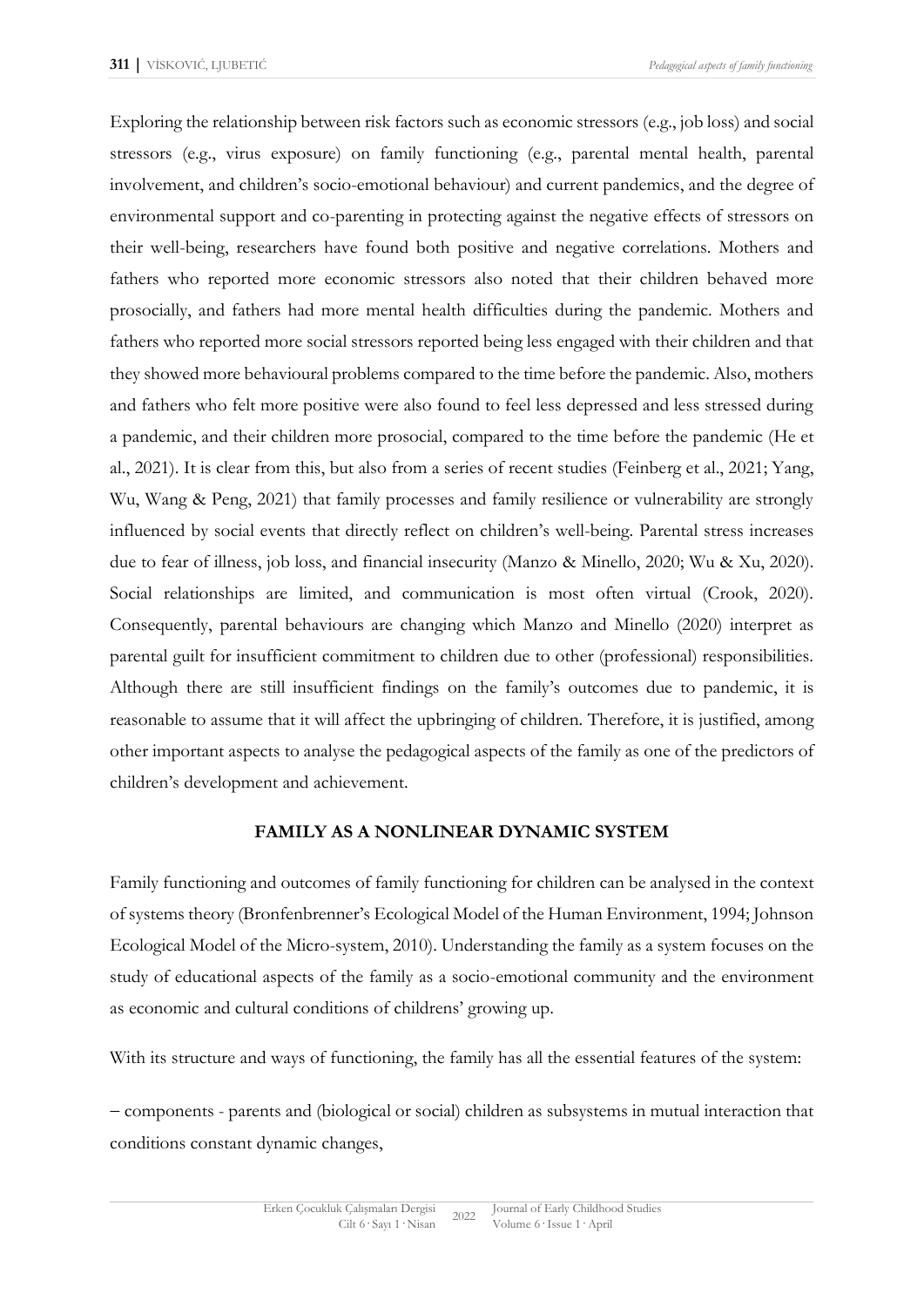Exploring the relationship between risk factors such as economic stressors (e.g., job loss) and social stressors (e.g., virus exposure) on family functioning (e.g., parental mental health, parental involvement, and children's socio-emotional behaviour) and current pandemics, and the degree of environmental support and co-parenting in protecting against the negative effects of stressors on their well-being, researchers have found both positive and negative correlations. Mothers and fathers who reported more economic stressors also noted that their children behaved more prosocially, and fathers had more mental health difficulties during the pandemic. Mothers and fathers who reported more social stressors reported being less engaged with their children and that they showed more behavioural problems compared to the time before the pandemic. Also, mothers and fathers who felt more positive were also found to feel less depressed and less stressed during a pandemic, and their children more prosocial, compared to the time before the pandemic (He et al., 2021). It is clear from this, but also from a series of recent studies (Feinberg et al., 2021; Yang, Wu, Wang & Peng, 2021) that family processes and family resilience or vulnerability are strongly influenced by social events that directly reflect on children's well-being. Parental stress increases due to fear of illness, job loss, and financial insecurity (Manzo & Minello, 2020; Wu & Xu, 2020). Social relationships are limited, and communication is most often virtual (Crook, 2020). Consequently, parental behaviours are changing which Manzo and Minello (2020) interpret as parental guilt for insufficient commitment to children due to other (professional) responsibilities. Although there are still insufficient findings on the family's outcomes due to pandemic, it is reasonable to assume that it will affect the upbringing of children. Therefore, it is justified, among other important aspects to analyse the pedagogical aspects of the family as one of the predictors of children's development and achievement.

## FAMILY AS A NONLINEAR DYNAMIC SYSTEM

Family functioning and outcomes of family functioning for children can be analysed in the context of systems theory (Bronfenbrenner's Ecological Model of the Human Environment, 1994; Johnson Ecological Model of the Micro-system, 2010). Understanding the family as a system focuses on the study of educational aspects of the family as a socio-emotional community and the environment as economic and cultural conditions of childrens' growing up.

With its structure and ways of functioning, the family has all the essential features of the system:

– components - parents and (biological or social) children as subsystems in mutual interaction that conditions constant dynamic changes,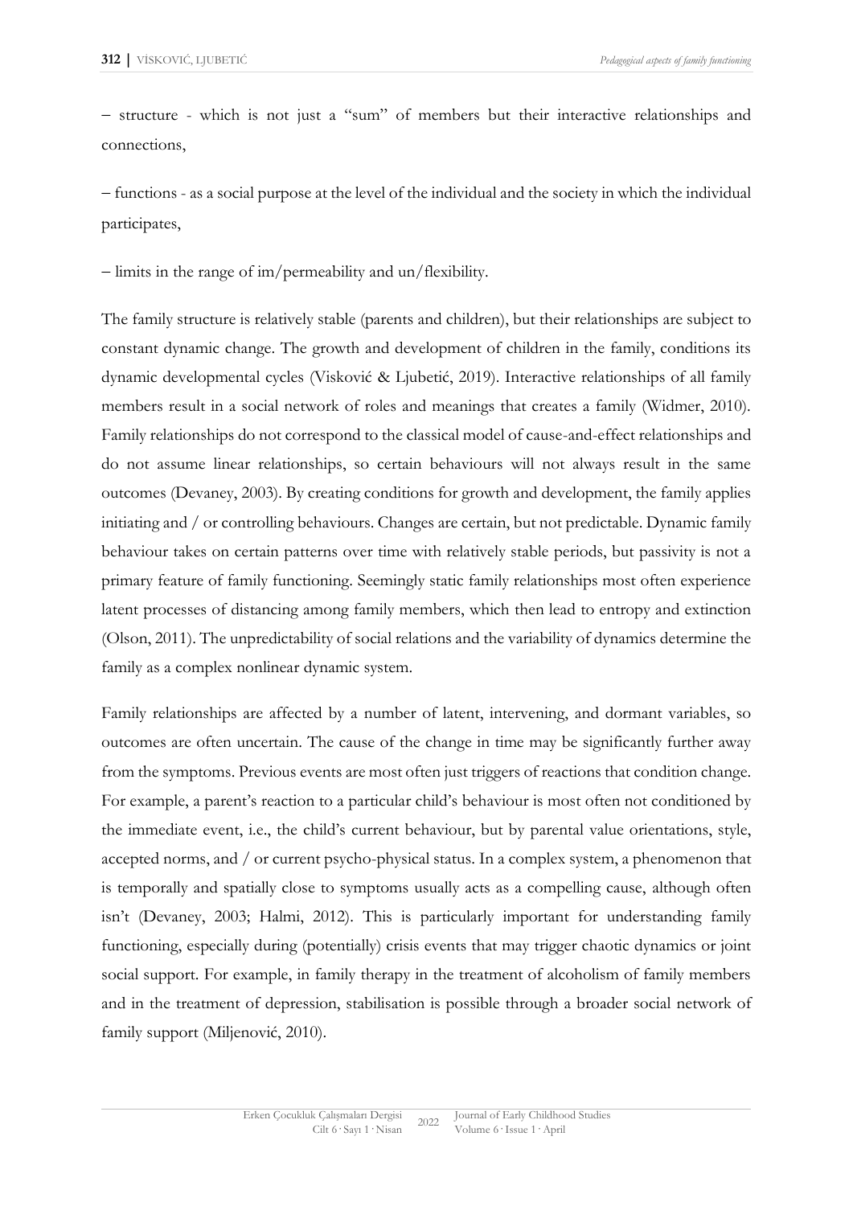– structure - which is not just a "sum" of members but their interactive relationships and connections,

– functions - as a social purpose at the level of the individual and the society in which the individual participates,

– limits in the range of im/permeability and un/flexibility.

The family structure is relatively stable (parents and children), but their relationships are subject to constant dynamic change. The growth and development of children in the family, conditions its dynamic developmental cycles (Visković & Ljubetić, 2019). Interactive relationships of all family members result in a social network of roles and meanings that creates a family (Widmer, 2010). Family relationships do not correspond to the classical model of cause-and-effect relationships and do not assume linear relationships, so certain behaviours will not always result in the same outcomes (Devaney, 2003). By creating conditions for growth and development, the family applies initiating and / or controlling behaviours. Changes are certain, but not predictable. Dynamic family behaviour takes on certain patterns over time with relatively stable periods, but passivity is not a primary feature of family functioning. Seemingly static family relationships most often experience latent processes of distancing among family members, which then lead to entropy and extinction (Olson, 2011). The unpredictability of social relations and the variability of dynamics determine the family as a complex nonlinear dynamic system.

Family relationships are affected by a number of latent, intervening, and dormant variables, so outcomes are often uncertain. The cause of the change in time may be significantly further away from the symptoms. Previous events are most often just triggers of reactions that condition change. For example, a parent's reaction to a particular child's behaviour is most often not conditioned by the immediate event, i.e., the child's current behaviour, but by parental value orientations, style, accepted norms, and / or current psycho-physical status. In a complex system, a phenomenon that is temporally and spatially close to symptoms usually acts as a compelling cause, although often isn't (Devaney, 2003; Halmi, 2012). This is particularly important for understanding family functioning, especially during (potentially) crisis events that may trigger chaotic dynamics or joint social support. For example, in family therapy in the treatment of alcoholism of family members and in the treatment of depression, stabilisation is possible through a broader social network of family support (Miljenović, 2010).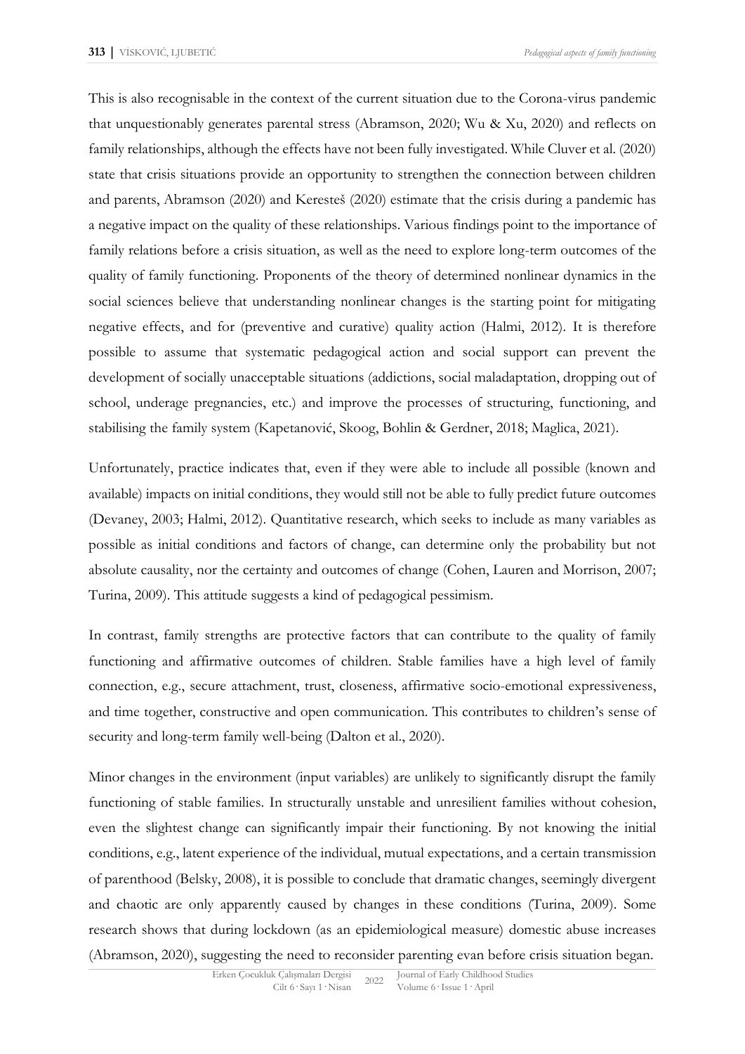This is also recognisable in the context of the current situation due to the Corona-virus pandemic that unquestionably generates parental stress (Abramson, 2020; Wu & Xu, 2020) and reflects on family relationships, although the effects have not been fully investigated. While Cluver et al. (2020) state that crisis situations provide an opportunity to strengthen the connection between children and parents, Abramson (2020) and Keresteš (2020) estimate that the crisis during a pandemic has a negative impact on the quality of these relationships. Various findings point to the importance of family relations before a crisis situation, as well as the need to explore long-term outcomes of the quality of family functioning. Proponents of the theory of determined nonlinear dynamics in the social sciences believe that understanding nonlinear changes is the starting point for mitigating negative effects, and for (preventive and curative) quality action (Halmi, 2012). It is therefore possible to assume that systematic pedagogical action and social support can prevent the development of socially unacceptable situations (addictions, social maladaptation, dropping out of school, underage pregnancies, etc.) and improve the processes of structuring, functioning, and stabilising the family system (Kapetanović, Skoog, Bohlin & Gerdner, 2018; Maglica, 2021).

Unfortunately, practice indicates that, even if they were able to include all possible (known and available) impacts on initial conditions, they would still not be able to fully predict future outcomes (Devaney, 2003; Halmi, 2012). Quantitative research, which seeks to include as many variables as possible as initial conditions and factors of change, can determine only the probability but not absolute causality, nor the certainty and outcomes of change (Cohen, Lauren and Morrison, 2007; Turina, 2009). This attitude suggests a kind of pedagogical pessimism.

In contrast, family strengths are protective factors that can contribute to the quality of family functioning and affirmative outcomes of children. Stable families have a high level of family connection, e.g., secure attachment, trust, closeness, affirmative socio-emotional expressiveness, and time together, constructive and open communication. This contributes to children's sense of security and long-term family well-being (Dalton et al., 2020).

Minor changes in the environment (input variables) are unlikely to significantly disrupt the family functioning of stable families. In structurally unstable and unresilient families without cohesion, even the slightest change can significantly impair their functioning. By not knowing the initial conditions, e.g., latent experience of the individual, mutual expectations, and a certain transmission of parenthood (Belsky, 2008), it is possible to conclude that dramatic changes, seemingly divergent and chaotic are only apparently caused by changes in these conditions (Turina, 2009). Some research shows that during lockdown (as an epidemiological measure) domestic abuse increases (Abramson, 2020), suggesting the need to reconsider parenting evan before crisis situation began.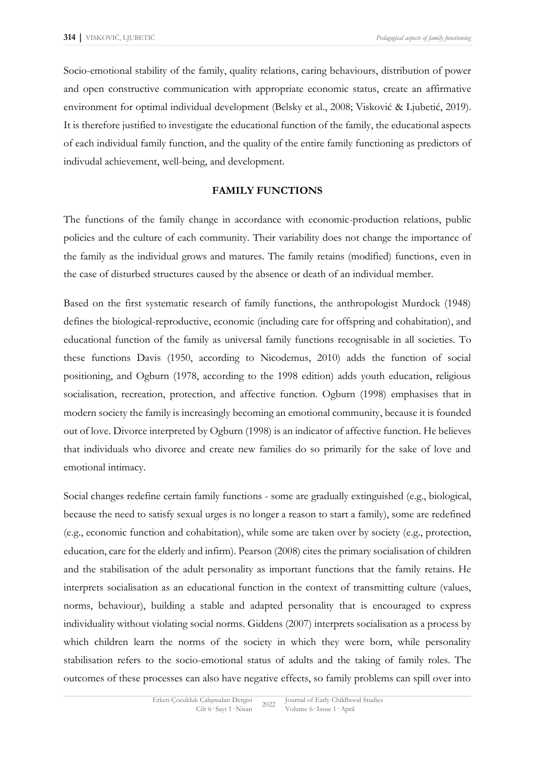Socio-emotional stability of the family, quality relations, caring behaviours, distribution of power and open constructive communication with appropriate economic status, create an affirmative environment for optimal individual development (Belsky et al., 2008; Visković & Ljubetić, 2019). It is therefore justified to investigate the educational function of the family, the educational aspects of each individual family function, and the quality of the entire family functioning as predictors of indivudal achievement, well-being, and development.

## FAMILY FUNCTIONS

The functions of the family change in accordance with economic-production relations, public policies and the culture of each community. Their variability does not change the importance of the family as the individual grows and matures. The family retains (modified) functions, even in the case of disturbed structures caused by the absence or death of an individual member.

Based on the first systematic research of family functions, the anthropologist Murdock (1948) defines the biological-reproductive, economic (including care for offspring and cohabitation), and educational function of the family as universal family functions recognisable in all societies. To these functions Davis (1950, according to Nicodemus, 2010) adds the function of social positioning, and Ogburn (1978, according to the 1998 edition) adds youth education, religious socialisation, recreation, protection, and affective function. Ogburn (1998) emphasises that in modern society the family is increasingly becoming an emotional community, because it is founded out of love. Divorce interpreted by Ogburn (1998) is an indicator of affective function. He believes that individuals who divorce and create new families do so primarily for the sake of love and emotional intimacy.

Social changes redefine certain family functions - some are gradually extinguished (e.g., biological, because the need to satisfy sexual urges is no longer a reason to start a family), some are redefined (e.g., economic function and cohabitation), while some are taken over by society (e.g., protection, education, care for the elderly and infirm). Pearson (2008) cites the primary socialisation of children and the stabilisation of the adult personality as important functions that the family retains. He interprets socialisation as an educational function in the context of transmitting culture (values, norms, behaviour), building a stable and adapted personality that is encouraged to express individuality without violating social norms. Giddens (2007) interprets socialisation as a process by which children learn the norms of the society in which they were born, while personality stabilisation refers to the socio-emotional status of adults and the taking of family roles. The outcomes of these processes can also have negative effects, so family problems can spill over into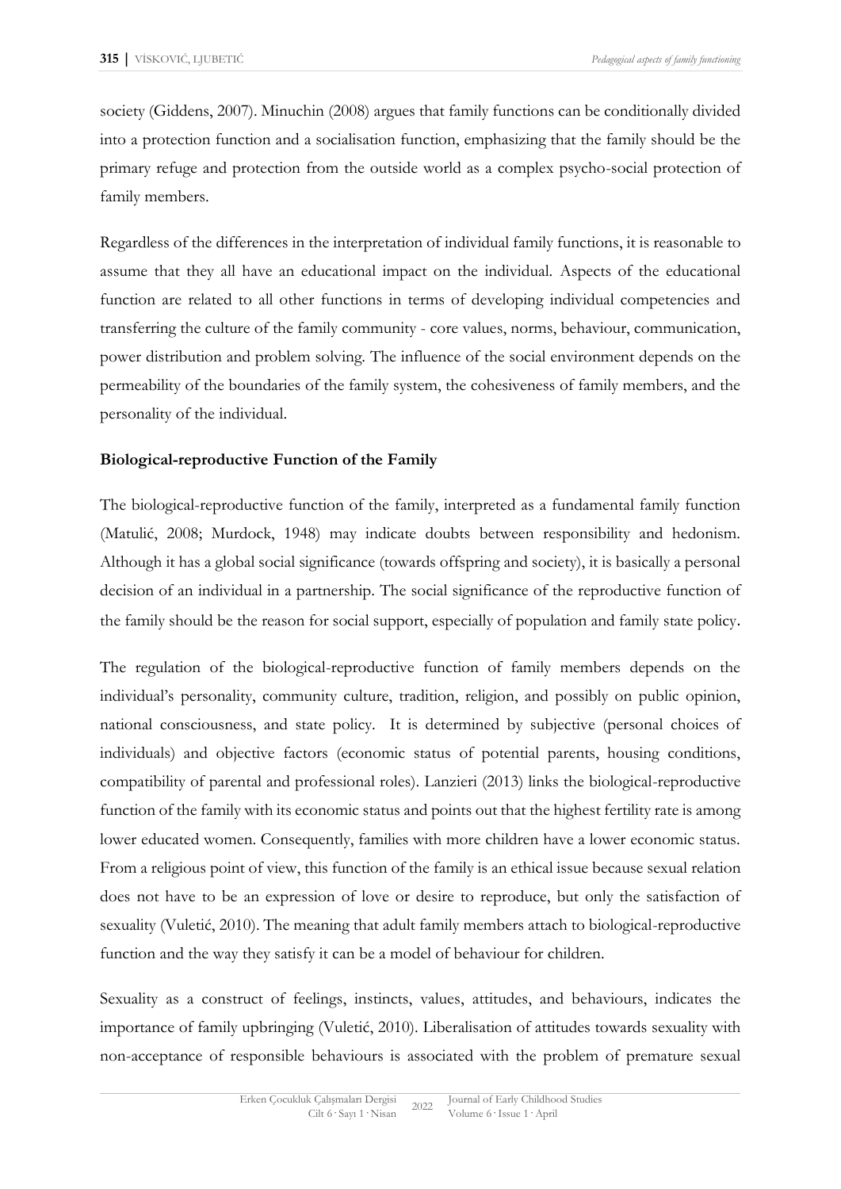society (Giddens, 2007). Minuchin (2008) argues that family functions can be conditionally divided into a protection function and a socialisation function, emphasizing that the family should be the primary refuge and protection from the outside world as a complex psycho-social protection of family members.

Regardless of the differences in the interpretation of individual family functions, it is reasonable to assume that they all have an educational impact on the individual. Aspects of the educational function are related to all other functions in terms of developing individual competencies and transferring the culture of the family community - core values, norms, behaviour, communication, power distribution and problem solving. The influence of the social environment depends on the permeability of the boundaries of the family system, the cohesiveness of family members, and the personality of the individual.

**Biological-reproductive Function of the Family**

The biological-reproductive function of the family, interpreted as a fundamental family function (Matulić, 2008; Murdock, 1948) may indicate doubts between responsibility and hedonism. Although it has a global social significance (towards offspring and society), it is basically a personal decision of an individual in a partnership. The social significance of the reproductive function of the family should be the reason for social support, especially of population and family state policy.

The regulation of the biological-reproductive function of family members depends on the individual's personality, community culture, tradition, religion, and possibly on public opinion, national consciousness, and state policy. It is determined by subjective (personal choices of individuals) and objective factors (economic status of potential parents, housing conditions, compatibility of parental and professional roles). Lanzieri (2013) links the biological-reproductive function of the family with its economic status and points out that the highest fertility rate is among lower educated women. Consequently, families with more children have a lower economic status. From a religious point of view, this function of the family is an ethical issue because sexual relation does not have to be an expression of love or desire to reproduce, but only the satisfaction of sexuality (Vuletić, 2010). The meaning that adult family members attach to biological-reproductive function and the way they satisfy it can be a model of behaviour for children.

Sexuality as a construct of feelings, instincts, values, attitudes, and behaviours, indicates the importance of family upbringing (Vuletić, 2010). Liberalisation of attitudes towards sexuality with non-acceptance of responsible behaviours is associated with the problem of premature sexual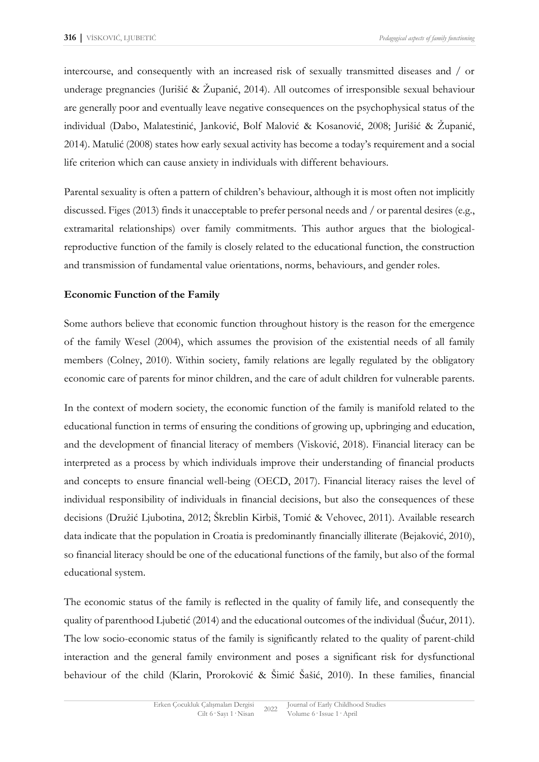intercourse, and consequently with an increased risk of sexually transmitted diseases and / or underage pregnancies (Jurišić & Županić, 2014). All outcomes of irresponsible sexual behaviour are generally poor and eventually leave negative consequences on the psychophysical status of the individual (Dabo, Malatestinić, Janković, Bolf Malović & Kosanović, 2008; Jurišić & Županić, 2014). Matulić (2008) states how early sexual activity has become a today's requirement and a social life criterion which can cause anxiety in individuals with different behaviours.

Parental sexuality is often a pattern of children's behaviour, although it is most often not implicitly discussed. Figes (2013) finds it unacceptable to prefer personal needs and / or parental desires (e.g., extramarital relationships) over family commitments. This author argues that the biological-reproductive function of the family is closely related to the educational function, the construction and transmission of fundamental value orientations, norms, behaviours, and gender roles.

**Economic Function of the Family**

Some authors believe that economic function throughout history is the reason for the emergence of the family Wesel (2004), which assumes the provision of the existential needs of all family members (Colney, 2010). Within society, family relations are legally regulated by the obligatory economic care of parents for minor children, and the care of adult children for vulnerable parents.

In the context of modern society, the economic function of the family is manifold related to the educational function in terms of ensuring the conditions of growing up, upbringing and education, and the development of financial literacy of members (Visković, 2018). Financial literacy can be interpreted as a process by which individuals improve their understanding of financial products and concepts to ensure financial well-being (OECD, 2017). Financial literacy raises the level of individual responsibility of individuals in financial decisions, but also the consequences of these decisions (Družić Ljubotina, 2012; Škreblin Kirbiš, Tomić & Vehovec, 2011). Available research data indicate that the population in Croatia is predominantly financially illiterate (Bejaković, 2010), so financial literacy should be one of the educational functions of the family, but also of the formal educational system.

The economic status of the family is reflected in the quality of family life, and consequently the quality of parenthood Ljubetić (2014) and the educational outcomes of the individual (Šućur, 2011). The low socio-economic status of the family is significantly related to the quality of parent-child interaction and the general family environment and poses a significant risk for dysfunctional behaviour of the child (Klarin, Proroković & Šimić Šašić, 2010). In these families, financial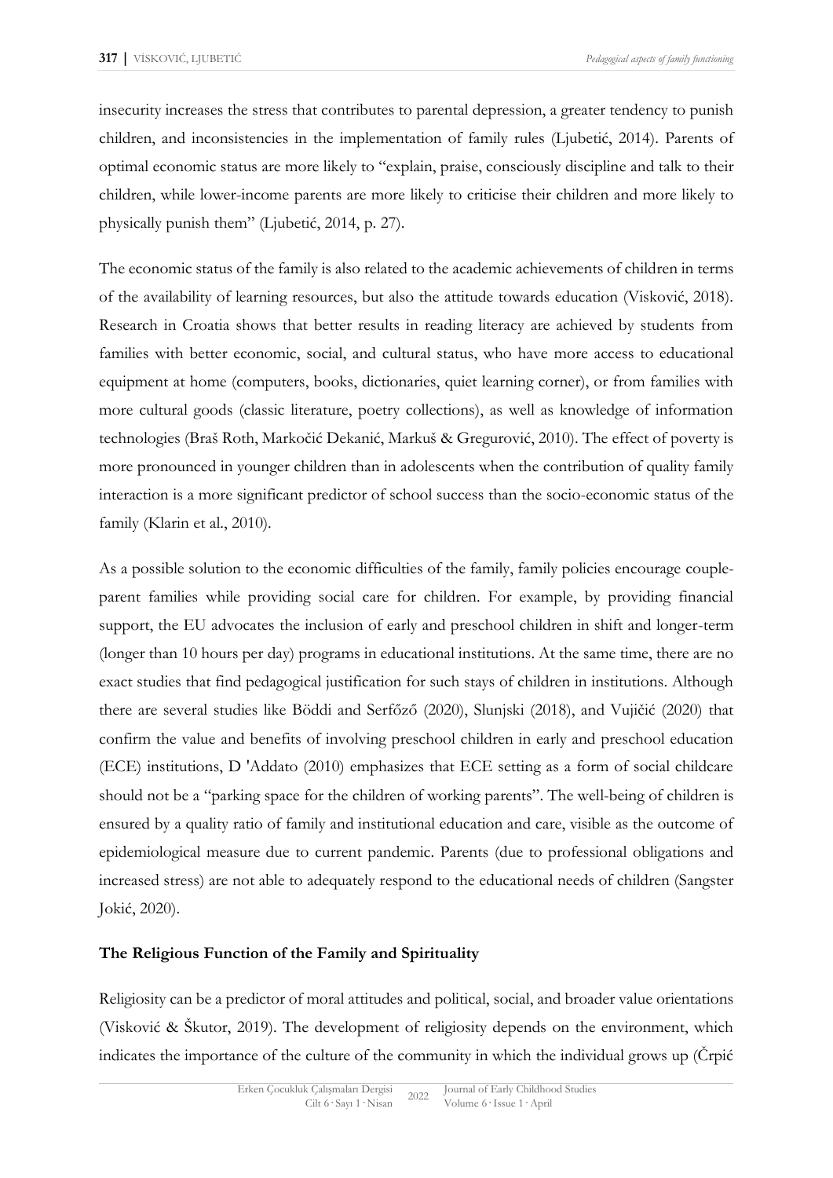insecurity increases the stress that contributes to parental depression, a greater tendency to punish children, and inconsistencies in the implementation of family rules (Ljubetić, 2014). Parents of optimal economic status are more likely to "explain, praise, consciously discipline and talk to their children, while lower-income parents are more likely to criticise their children and more likely to physically punish them" (Ljubetić, 2014, p. 27).

The economic status of the family is also related to the academic achievements of children in terms of the availability of learning resources, but also the attitude towards education (Visković, 2018). Research in Croatia shows that better results in reading literacy are achieved by students from families with better economic, social, and cultural status, who have more access to educational equipment at home (computers, books, dictionaries, quiet learning corner), or from families with more cultural goods (classic literature, poetry collections), as well as knowledge of information technologies (Braš Roth, Markočić Dekanić, Markuš & Gregurović, 2010). The effect of poverty is more pronounced in younger children than in adolescents when the contribution of quality family interaction is a more significant predictor of school success than the socio-economic status of the family (Klarin et al., 2010).

As a possible solution to the economic difficulties of the family, family policies encourage couple-parent families while providing social care for children. For example, by providing financial support, the EU advocates the inclusion of early and preschool children in shift and longer-term (longer than 10 hours per day) programs in educational institutions. At the same time, there are no exact studies that find pedagogical justification for such stays of children in institutions. Although there are several studies like Böddi and Serfőző (2020), Slunjski (2018), and Vujičić (2020) that confirm the value and benefits of involving preschool children in early and preschool education (ECE) institutions, D 'Addato (2010) emphasizes that ECE setting as a form of social childcare should not be a "parking space for the children of working parents". The well-being of children is ensured by a quality ratio of family and institutional education and care, visible as the outcome of epidemiological measure due to current pandemic. Parents (due to professional obligations and increased stress) are not able to adequately respond to the educational needs of children (Sangster Jokić, 2020).

### The Religious Function of the Family and Spirituality

Religiosity can be a predictor of moral attitudes and political, social, and broader value orientations (Visković & Škutor, 2019). The development of religiosity depends on the environment, which indicates the importance of the culture of the community in which the individual grows up (Črpić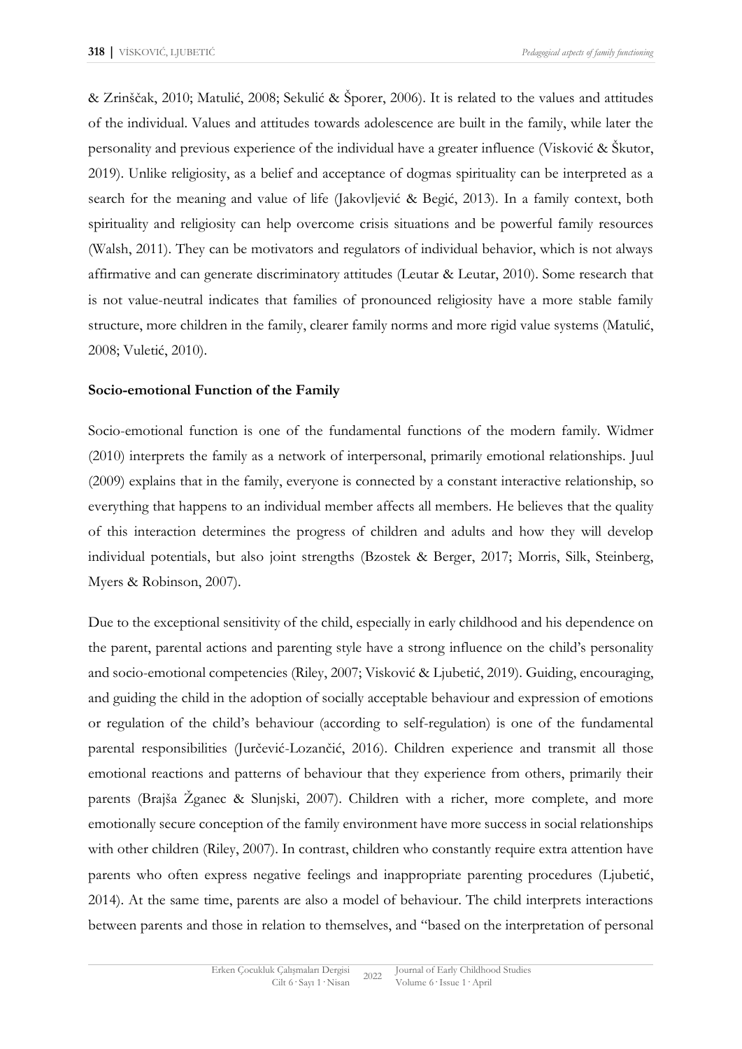& Zrinščak, 2010; Matulić, 2008; Sekulić & Šporer, 2006). It is related to the values and attitudes of the individual. Values and attitudes towards adolescence are built in the family, while later the personality and previous experience of the individual have a greater influence (Visković & Škutor, 2019). Unlike religiosity, as a belief and acceptance of dogmas spirituality can be interpreted as a search for the meaning and value of life (Jakovljević & Begić, 2013). In a family context, both spirituality and religiosity can help overcome crisis situations and be powerful family resources (Walsh, 2011). They can be motivators and regulators of individual behavior, which is not always affirmative and can generate discriminatory attitudes (Leutar & Leutar, 2010). Some research that is not value-neutral indicates that families of pronounced religiosity have a more stable family structure, more children in the family, clearer family norms and more rigid value systems (Matulić, 2008; Vuletić, 2010).

**Socio-emotional Function of the Family**

Socio-emotional function is one of the fundamental functions of the modern family. Widmer (2010) interprets the family as a network of interpersonal, primarily emotional relationships. Juul (2009) explains that in the family, everyone is connected by a constant interactive relationship, so everything that happens to an individual member affects all members. He believes that the quality of this interaction determines the progress of children and adults and how they will develop individual potentials, but also joint strengths (Bzostek & Berger, 2017; Morris, Silk, Steinberg, Myers & Robinson, 2007).

Due to the exceptional sensitivity of the child, especially in early childhood and his dependence on the parent, parental actions and parenting style have a strong influence on the child's personality and socio-emotional competencies (Riley, 2007; Visković & Ljubetić, 2019). Guiding, encouraging, and guiding the child in the adoption of socially acceptable behaviour and expression of emotions or regulation of the child's behaviour (according to self-regulation) is one of the fundamental parental responsibilities (Jurčević-Lozančić, 2016). Children experience and transmit all those emotional reactions and patterns of behaviour that they experience from others, primarily their parents (Brajša Žganec & Slunjski, 2007). Children with a richer, more complete, and more emotionally secure conception of the family environment have more success in social relationships with other children (Riley, 2007). In contrast, children who constantly require extra attention have parents who often express negative feelings and inappropriate parenting procedures (Ljubetić, 2014). At the same time, parents are also a model of behaviour. The child interprets interactions between parents and those in relation to themselves, and "based on the interpretation of personal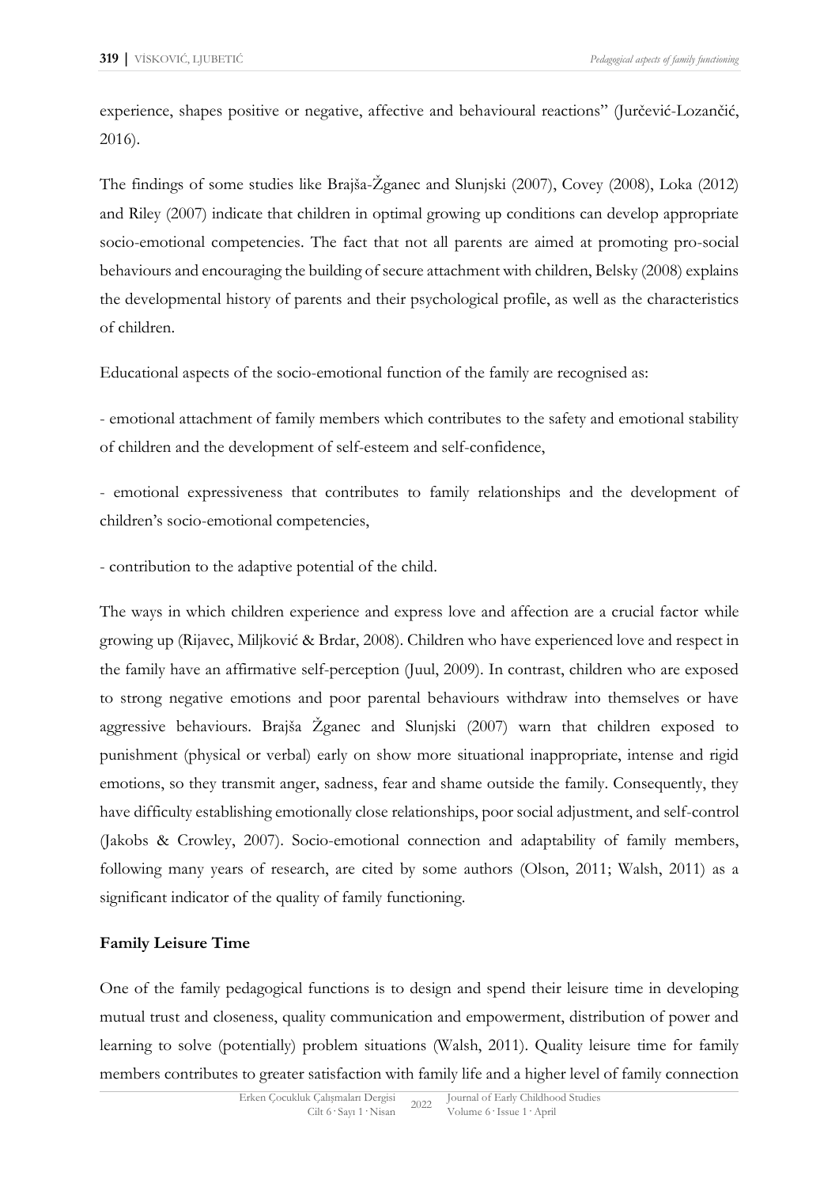experience, shapes positive or negative, affective and behavioural reactions" (Jurčević-Lozančić, 2016).

The findings of some studies like Brajša-Žganec and Slunjski (2007), Covey (2008), Loka (2012) and Riley (2007) indicate that children in optimal growing up conditions can develop appropriate socio-emotional competencies. The fact that not all parents are aimed at promoting pro-social behaviours and encouraging the building of secure attachment with children, Belsky (2008) explains the developmental history of parents and their psychological profile, as well as the characteristics of children.

Educational aspects of the socio-emotional function of the family are recognised as:

- emotional attachment of family members which contributes to the safety and emotional stability of children and the development of self-esteem and self-confidence,

- emotional expressiveness that contributes to family relationships and the development of children's socio-emotional competencies,

- contribution to the adaptive potential of the child.

The ways in which children experience and express love and affection are a crucial factor while growing up (Rijavec, Miljković & Brdar, 2008). Children who have experienced love and respect in the family have an affirmative self-perception (Juul, 2009). In contrast, children who are exposed to strong negative emotions and poor parental behaviours withdraw into themselves or have aggressive behaviours. Brajša Žganec and Slunjski (2007) warn that children exposed to punishment (physical or verbal) early on show more situational inappropriate, intense and rigid emotions, so they transmit anger, sadness, fear and shame outside the family. Consequently, they have difficulty establishing emotionally close relationships, poor social adjustment, and self-control (Jakobs & Crowley, 2007). Socio-emotional connection and adaptability of family members, following many years of research, are cited by some authors (Olson, 2011; Walsh, 2011) as a significant indicator of the quality of family functioning.

**Family Leisure Time**

One of the family pedagogical functions is to design and spend their leisure time in developing mutual trust and closeness, quality communication and empowerment, distribution of power and learning to solve (potentially) problem situations (Walsh, 2011). Quality leisure time for family members contributes to greater satisfaction with family life and a higher level of family connection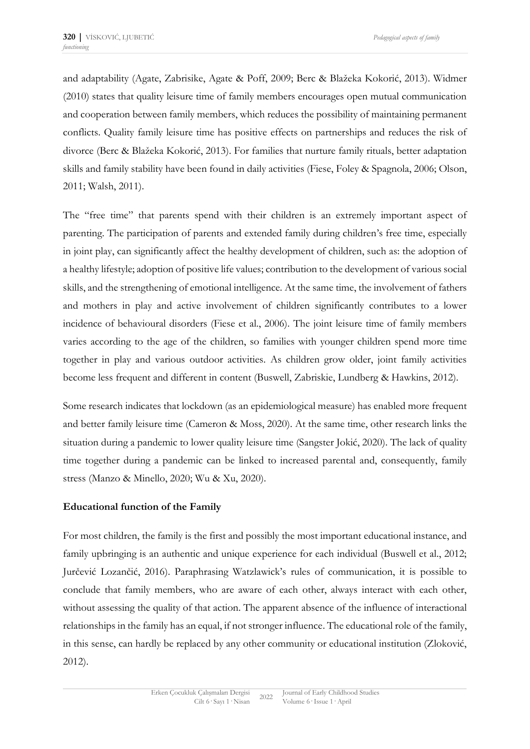and adaptability (Agate, Zabrisike, Agate & Poff, 2009; Berc & Blažeka Kokorić, 2013). Widmer (2010) states that quality leisure time of family members encourages open mutual communication and cooperation between family members, which reduces the possibility of maintaining permanent conflicts. Quality family leisure time has positive effects on partnerships and reduces the risk of divorce (Berc & Blažeka Kokorić, 2013). For families that nurture family rituals, better adaptation skills and family stability have been found in daily activities (Fiese, Foley & Spagnola, 2006; Olson, 2011; Walsh, 2011).

The "free time" that parents spend with their children is an extremely important aspect of parenting. The participation of parents and extended family during children's free time, especially in joint play, can significantly affect the healthy development of children, such as: the adoption of a healthy lifestyle; adoption of positive life values; contribution to the development of various social skills, and the strengthening of emotional intelligence. At the same time, the involvement of fathers and mothers in play and active involvement of children significantly contributes to a lower incidence of behavioural disorders (Fiese et al., 2006). The joint leisure time of family members varies according to the age of the children, so families with younger children spend more time together in play and various outdoor activities. As children grow older, joint family activities become less frequent and different in content (Buswell, Zabriskie, Lundberg & Hawkins, 2012).

Some research indicates that lockdown (as an epidemiological measure) has enabled more frequent and better family leisure time (Cameron & Moss, 2020). At the same time, other research links the situation during a pandemic to lower quality leisure time (Sangster Jokić, 2020). The lack of quality time together during a pandemic can be linked to increased parental and, consequently, family stress (Manzo & Minello, 2020; Wu & Xu, 2020).

**Educational function of the Family**

For most children, the family is the first and possibly the most important educational instance, and family upbringing is an authentic and unique experience for each individual (Buswell et al., 2012; Jurčević Lozančić, 2016). Paraphrasing Watzlawick's rules of communication, it is possible to conclude that family members, who are aware of each other, always interact with each other, without assessing the quality of that action. The apparent absence of the influence of interactional relationships in the family has an equal, if not stronger influence. The educational role of the family, in this sense, can hardly be replaced by any other community or educational institution (Zloković, 2012).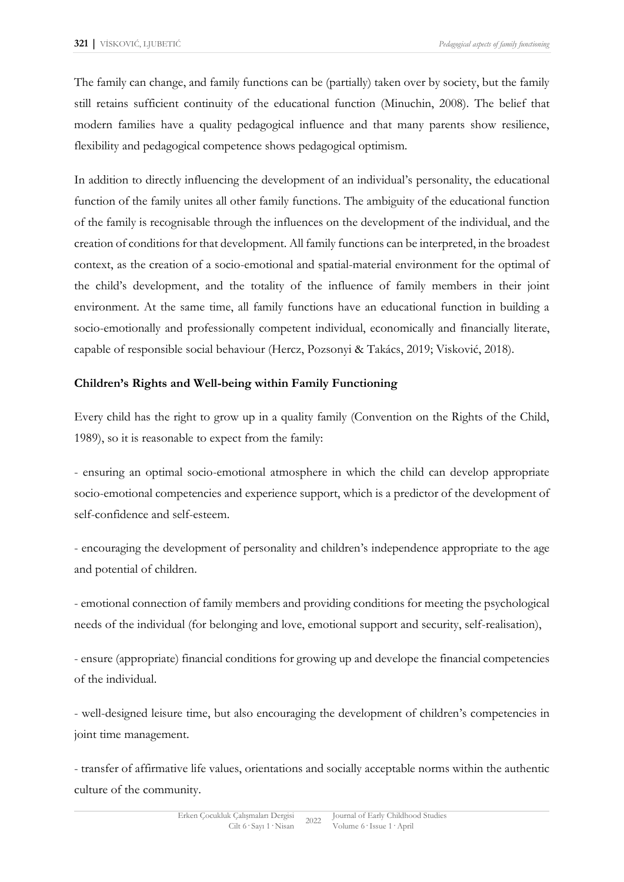The family can change, and family functions can be (partially) taken over by society, but the family still retains sufficient continuity of the educational function (Minuchin, 2008). The belief that modern families have a quality pedagogical influence and that many parents show resilience, flexibility and pedagogical competence shows pedagogical optimism.

In addition to directly influencing the development of an individual's personality, the educational function of the family unites all other family functions. The ambiguity of the educational function of the family is recognisable through the influences on the development of the individual, and the creation of conditions for that development. All family functions can be interpreted, in the broadest context, as the creation of a socio-emotional and spatial-material environment for the optimal of the child's development, and the totality of the influence of family members in their joint environment. At the same time, all family functions have an educational function in building a socio-emotionally and professionally competent individual, economically and financially literate, capable of responsible social behaviour (Hercz, Pozsonyi & Takács, 2019; Visković, 2018).

**Children's Rights and Well-being within Family Functioning**

Every child has the right to grow up in a quality family (Convention on the Rights of the Child, 1989), so it is reasonable to expect from the family:

- ensuring an optimal socio-emotional atmosphere in which the child can develop appropriate socio-emotional competencies and experience support, which is a predictor of the development of self-confidence and self-esteem.

- encouraging the development of personality and children's independence appropriate to the age and potential of children.

- emotional connection of family members and providing conditions for meeting the psychological needs of the individual (for belonging and love, emotional support and security, self-realisation),

- ensure (appropriate) financial conditions for growing up and develope the financial competencies of the individual.

- well-designed leisure time, but also encouraging the development of children's competencies in joint time management.

- transfer of affirmative life values, orientations and socially acceptable norms within the authentic culture of the community.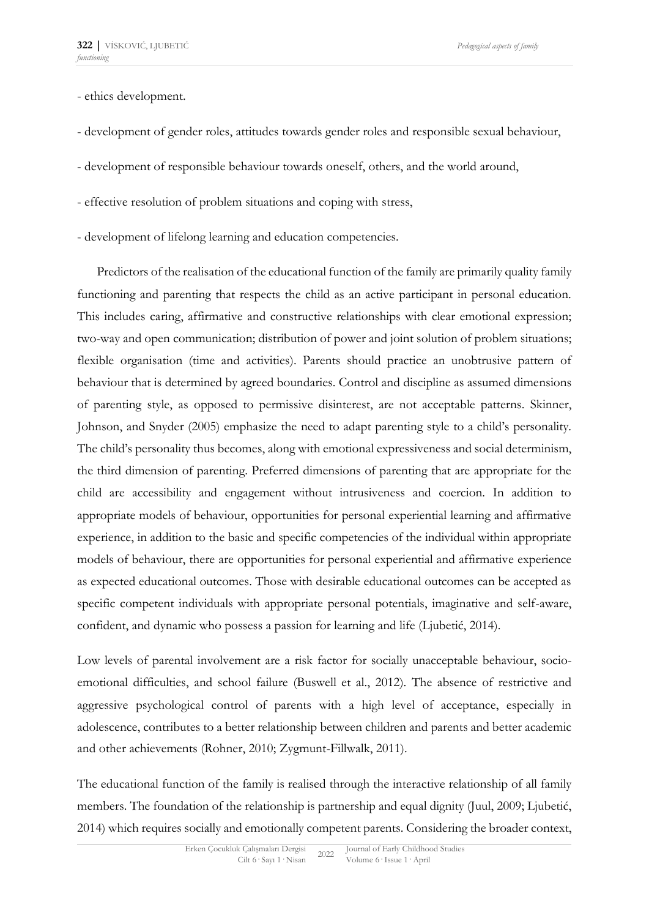- ethics development.

- development of gender roles, attitudes towards gender roles and responsible sexual behaviour,

- development of responsible behaviour towards oneself, others, and the world around,

- effective resolution of problem situations and coping with stress,

- development of lifelong learning and education competencies.

Predictors of the realisation of the educational function of the family are primarily quality family functioning and parenting that respects the child as an active participant in personal education. This includes caring, affirmative and constructive relationships with clear emotional expression; two-way and open communication; distribution of power and joint solution of problem situations; flexible organisation (time and activities). Parents should practice an unobtrusive pattern of behaviour that is determined by agreed boundaries. Control and discipline as assumed dimensions of parenting style, as opposed to permissive disinterest, are not acceptable patterns. Skinner, Johnson, and Snyder (2005) emphasize the need to adapt parenting style to a child's personality. The child's personality thus becomes, along with emotional expressiveness and social determinism, the third dimension of parenting. Preferred dimensions of parenting that are appropriate for the child are accessibility and engagement without intrusiveness and coercion. In addition to appropriate models of behaviour, opportunities for personal experiential learning and affirmative experience, in addition to the basic and specific competencies of the individual within appropriate models of behaviour, there are opportunities for personal experiential and affirmative experience as expected educational outcomes. Those with desirable educational outcomes can be accepted as specific competent individuals with appropriate personal potentials, imaginative and self-aware, confident, and dynamic who possess a passion for learning and life (Ljubetić, 2014).

Low levels of parental involvement are a risk factor for socially unacceptable behaviour, socio-emotional difficulties, and school failure (Buswell et al., 2012). The absence of restrictive and aggressive psychological control of parents with a high level of acceptance, especially in adolescence, contributes to a better relationship between children and parents and better academic and other achievements (Rohner, 2010; Zygmunt-Fillwalk, 2011).

The educational function of the family is realised through the interactive relationship of all family members. The foundation of the relationship is partnership and equal dignity (Juul, 2009; Ljubetić, 2014) which requires socially and emotionally competent parents. Considering the broader context,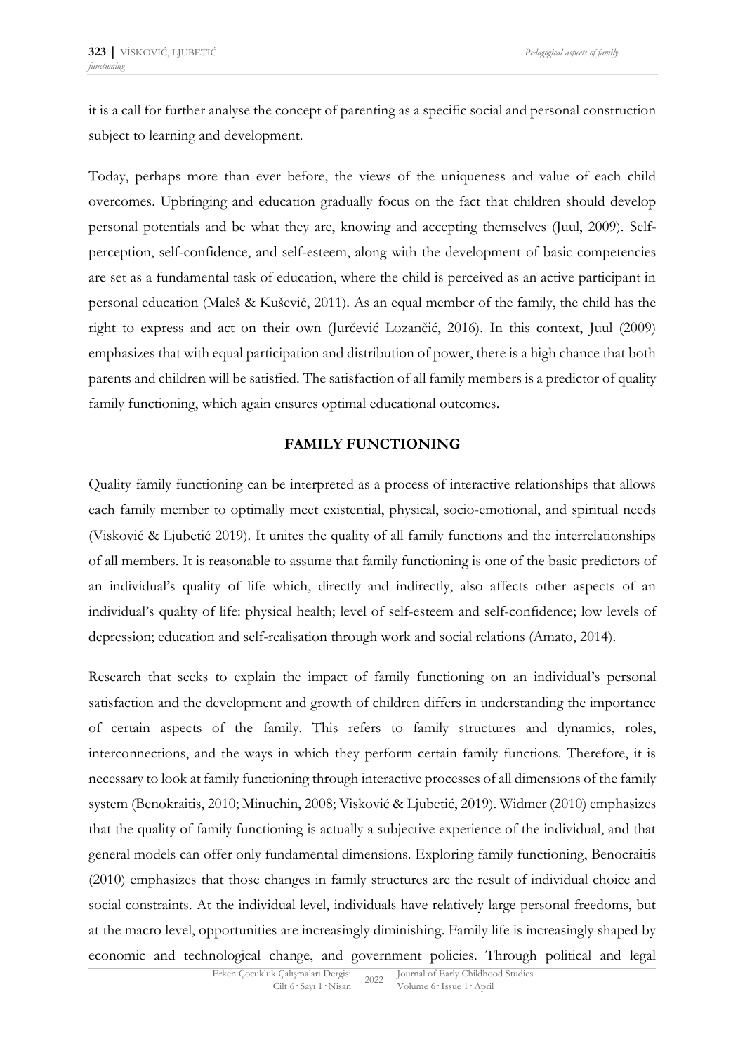it is a call for further analyse the concept of parenting as a specific social and personal construction subject to learning and development.

Today, perhaps more than ever before, the views of the uniqueness and value of each child overcomes. Upbringing and education gradually focus on the fact that children should develop personal potentials and be what they are, knowing and accepting themselves (Juul, 2009). Self-perception, self-confidence, and self-esteem, along with the development of basic competencies are set as a fundamental task of education, where the child is perceived as an active participant in personal education (Maleš & Kušević, 2011). As an equal member of the family, the child has the right to express and act on their own (Jurčević Lozančić, 2016). In this context, Juul (2009) emphasizes that with equal participation and distribution of power, there is a high chance that both parents and children will be satisfied. The satisfaction of all family members is a predictor of quality family functioning, which again ensures optimal educational outcomes.

## FAMILY FUNCTIONING

Quality family functioning can be interpreted as a process of interactive relationships that allows each family member to optimally meet existential, physical, socio-emotional, and spiritual needs (Visković & Ljubetić 2019). It unites the quality of all family functions and the interrelationships of all members. It is reasonable to assume that family functioning is one of the basic predictors of an individual's quality of life which, directly and indirectly, also affects other aspects of an individual's quality of life: physical health; level of self-esteem and self-confidence; low levels of depression; education and self-realisation through work and social relations (Amato, 2014).

Research that seeks to explain the impact of family functioning on an individual's personal satisfaction and the development and growth of children differs in understanding the importance of certain aspects of the family. This refers to family structures and dynamics, roles, interconnections, and the ways in which they perform certain family functions. Therefore, it is necessary to look at family functioning through interactive processes of all dimensions of the family system (Benokraitis, 2010; Minuchin, 2008; Visković & Ljubetić, 2019). Widmer (2010) emphasizes that the quality of family functioning is actually a subjective experience of the individual, and that general models can offer only fundamental dimensions. Exploring family functioning, Benocraitis (2010) emphasizes that those changes in family structures are the result of individual choice and social constraints. At the individual level, individuals have relatively large personal freedoms, but at the macro level, opportunities are increasingly diminishing. Family life is increasingly shaped by economic and technological change, and government policies. Through political and legal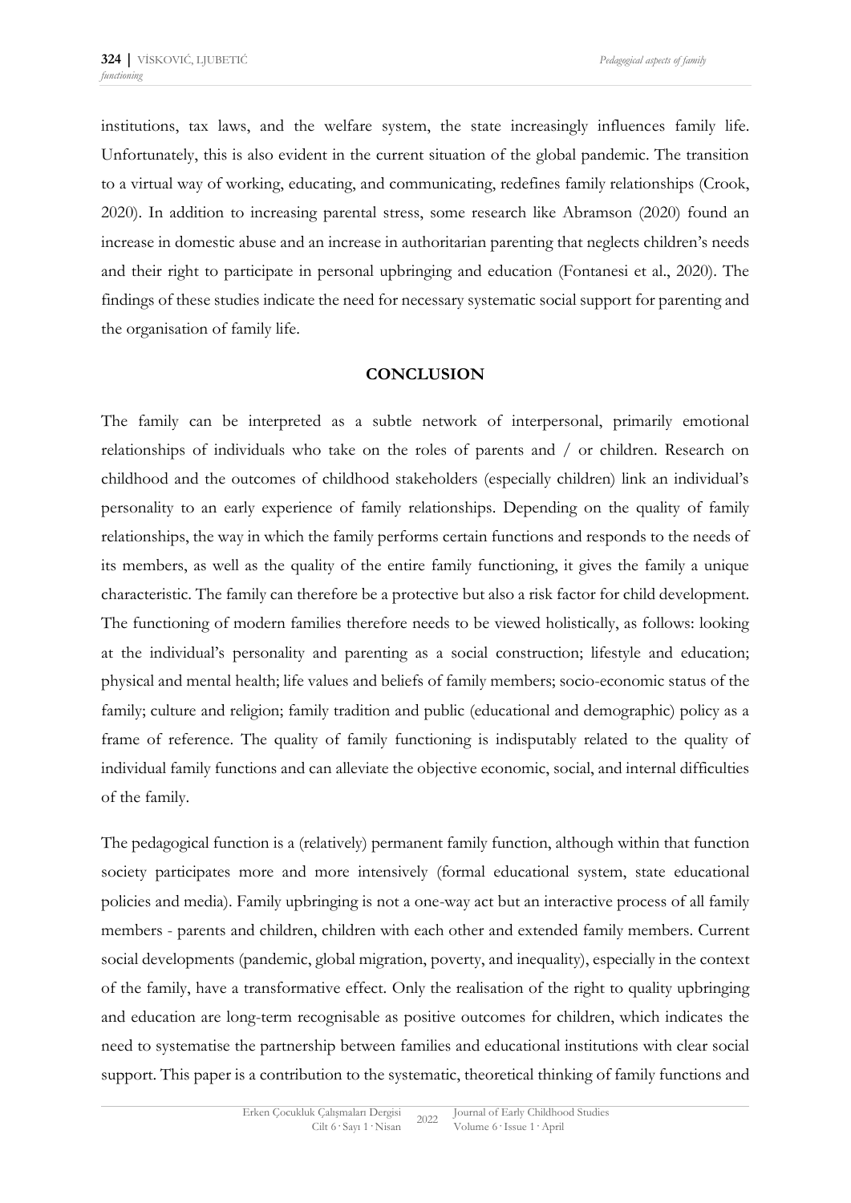institutions, tax laws, and the welfare system, the state increasingly influences family life. Unfortunately, this is also evident in the current situation of the global pandemic. The transition to a virtual way of working, educating, and communicating, redefines family relationships (Crook, 2020). In addition to increasing parental stress, some research like Abramson (2020) found an increase in domestic abuse and an increase in authoritarian parenting that neglects children's needs and their right to participate in personal upbringing and education (Fontanesi et al., 2020). The findings of these studies indicate the need for necessary systematic social support for parenting and the organisation of family life.

## CONCLUSION

The family can be interpreted as a subtle network of interpersonal, primarily emotional relationships of individuals who take on the roles of parents and / or children. Research on childhood and the outcomes of childhood stakeholders (especially children) link an individual's personality to an early experience of family relationships. Depending on the quality of family relationships, the way in which the family performs certain functions and responds to the needs of its members, as well as the quality of the entire family functioning, it gives the family a unique characteristic. The family can therefore be a protective but also a risk factor for child development. The functioning of modern families therefore needs to be viewed holistically, as follows: looking at the individual's personality and parenting as a social construction; lifestyle and education; physical and mental health; life values and beliefs of family members; socio-economic status of the family; culture and religion; family tradition and public (educational and demographic) policy as a frame of reference. The quality of family functioning is indisputably related to the quality of individual family functions and can alleviate the objective economic, social, and internal difficulties of the family.

The pedagogical function is a (relatively) permanent family function, although within that function society participates more and more intensively (formal educational system, state educational policies and media). Family upbringing is not a one-way act but an interactive process of all family members - parents and children, children with each other and extended family members. Current social developments (pandemic, global migration, poverty, and inequality), especially in the context of the family, have a transformative effect. Only the realisation of the right to quality upbringing and education are long-term recognisable as positive outcomes for children, which indicates the need to systematise the partnership between families and educational institutions with clear social support. This paper is a contribution to the systematic, theoretical thinking of family functions and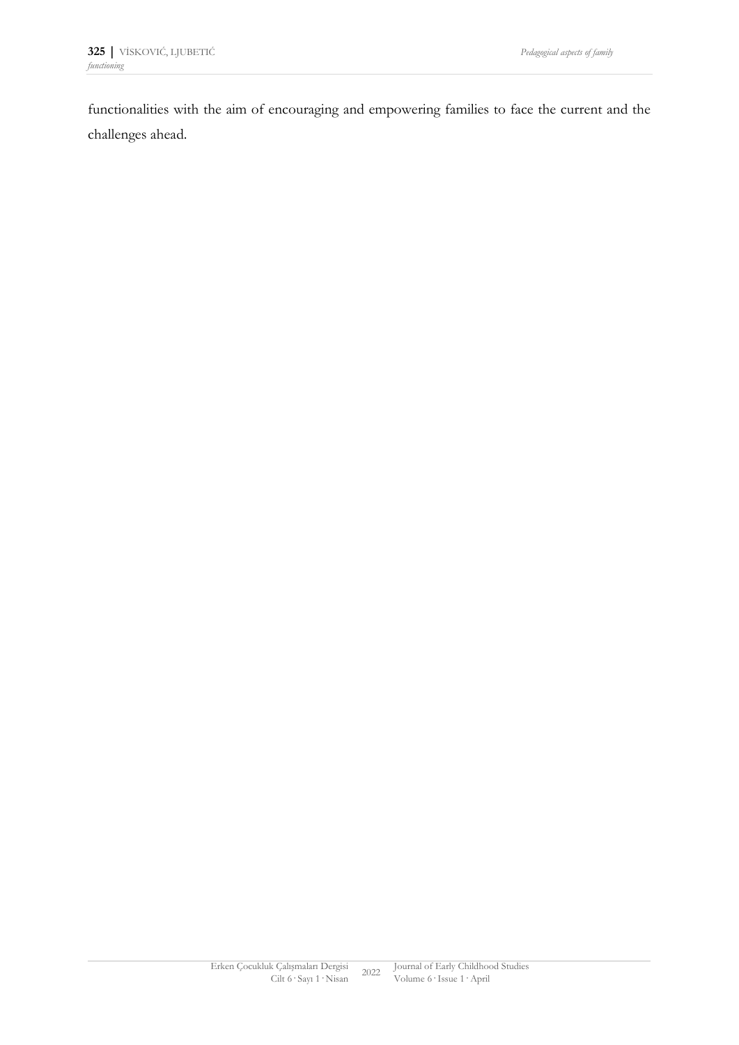functionalities with the aim of encouraging and empowering families to face the current and the challenges ahead.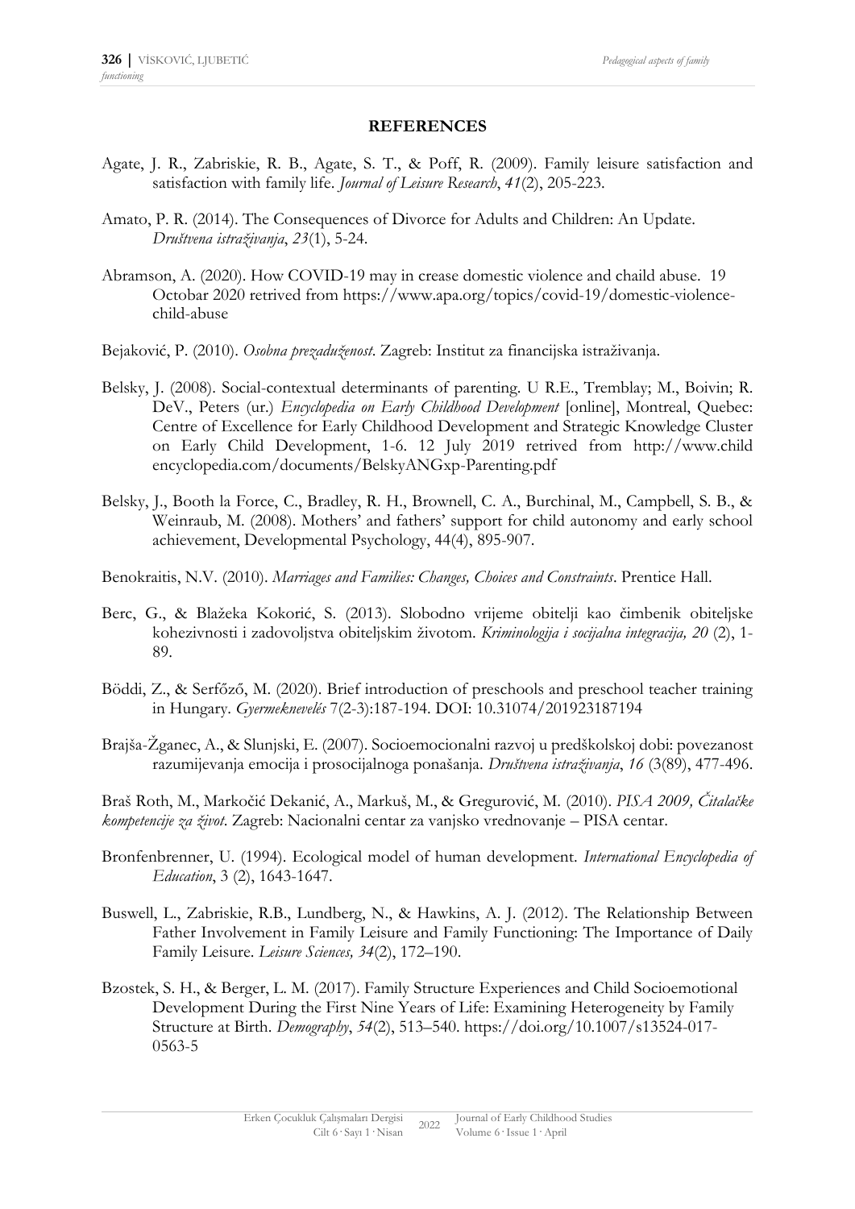## REFERENCES

Agate, J. R., Zabriskie, R. B., Agate, S. T., & Poff, R. (2009). Family leisure satisfaction and satisfaction with family life. *Journal of Leisure Research*, *41*(2), 205-223.

Amato, P. R. (2014). The Consequences of Divorce for Adults and Children: An Update. *Društvena istraživanja*, *23*(1), 5-24.

Abramson, A. (2020). How COVID-19 may in crease domestic violence and chaild abuse. 19 Octobar 2020 retrived from https://www.apa.org/topics/covid-19/domestic-violence-child-abuse

Bejaković, P. (2010). *Osobna prezaduženost*. Zagreb: Institut za financijska istraživanja.

Belsky, J. (2008). Social-contextual determinants of parenting. U R.E., Tremblay; M., Boivin; R. DeV., Peters (ur.) *Encyclopedia on Early Childhood Development* [online], Montreal, Quebec: Centre of Excellence for Early Childhood Development and Strategic Knowledge Cluster on Early Child Development, 1-6. 12 July 2019 retrived from http://www.child encyclopedia.com/documents/BelskyANGxp-Parenting.pdf

Belsky, J., Booth la Force, C., Bradley, R. H., Brownell, C. A., Burchinal, M., Campbell, S. B., & Weinraub, M. (2008). Mothers' and fathers' support for child autonomy and early school achievement, Developmental Psychology, 44(4), 895-907.

Benokraitis, N.V. (2010). *Marriages and Families: Changes, Choices and Constraints*. Prentice Hall.

Berc, G., & Blažeka Kokorić, S. (2013). Slobodno vrijeme obitelji kao čimbenik obiteljske kohezivnosti i zadovoljstva obiteljskim životom. *Kriminologija i socijalna integracija, 20* (2), 1-89.

Böddi, Z., & Serfőző, M. (2020). Brief introduction of preschools and preschool teacher training in Hungary. *Gyermeknevelés* 7(2-3):187-194. DOI: 10.31074/201923187194

Brajša-Žganec, A., & Slunjski, E. (2007). Socioemocionalni razvoj u predškolskoj dobi: povezanost razumijevanja emocija i prosocijalnoga ponašanja. *Društvena istraživanja*, *16* (3(89), 477-496.

Braš Roth, M., Markočić Dekanić, A., Markuš, M., & Gregurović, M. (2010). *PISA 2009, Čitalačke kompetencije za život*. Zagreb: Nacionalni centar za vanjsko vrednovanje – PISA centar.

Bronfenbrenner, U. (1994). Ecological model of human development. *International Encyclopedia of Education*, 3 (2), 1643-1647.

Buswell, L., Zabriskie, R.B., Lundberg, N., & Hawkins, A. J. (2012). The Relationship Between Father Involvement in Family Leisure and Family Functioning: The Importance of Daily Family Leisure. *Leisure Sciences, 34*(2), 172–190.

Bzostek, S. H., & Berger, L. M. (2017). Family Structure Experiences and Child Socioemotional Development During the First Nine Years of Life: Examining Heterogeneity by Family Structure at Birth. *Demography*, *54*(2), 513–540. https://doi.org/10.1007/s13524-017-0563-5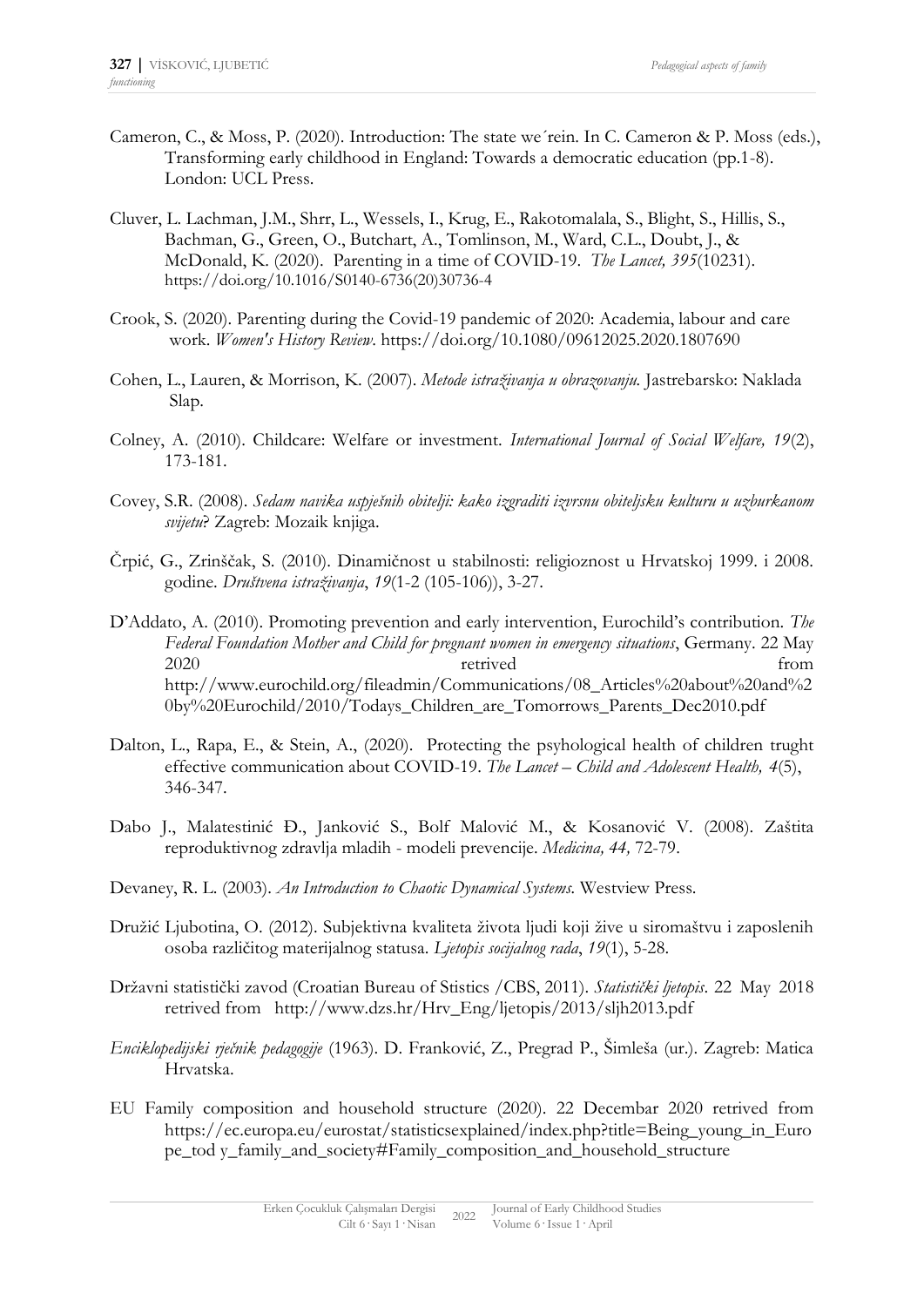Cameron, C., & Moss, P. (2020). Introduction: The state we´rein. In C. Cameron & P. Moss (eds.), Transforming early childhood in England: Towards a democratic education (pp.1-8). London: UCL Press.

Cluver, L. Lachman, J.M., Shrr, L., Wessels, I., Krug, E., Rakotomalala, S., Blight, S., Hillis, S., Bachman, G., Green, O., Butchart, A., Tomlinson, M., Ward, C.L., Doubt, J., & McDonald, K. (2020). Parenting in a time of COVID-19. *The Lancet, 395*(10231). https://doi.org/10.1016/S0140-6736(20)30736-4

Crook, S. (2020). Parenting during the Covid-19 pandemic of 2020: Academia, labour and care work. *Women's History Review*. https://doi.org/10.1080/09612025.2020.1807690

Cohen, L., Lauren, & Morrison, K. (2007). *Metode istraživanja u obrazovanju.* Jastrebarsko: Naklada Slap.

Colney, A. (2010). Childcare: Welfare or investment. *International Journal of Social Welfare, 19*(2), 173-181.

Covey, S.R. (2008). *Sedam navika uspješnih obitelji: kako izgraditi izvrsnu obiteljsku kulturu u uzburkanom svijetu*? Zagreb: Mozaik knjiga.

Črpić, G., Zrinščak, S. (2010). Dinamičnost u stabilnosti: religioznost u Hrvatskoj 1999. i 2008. godine. *Društvena istraživanja*, *19*(1-2 (105-106)), 3-27.

D'Addato, A. (2010). Promoting prevention and early intervention, Eurochild's contribution. *The Federal Foundation Mother and Child for pregnant women in emergency situations*, Germany. 22 May 2020 retrived from http://www.eurochild.org/fileadmin/Communications/08_Articles%20about%20and%20by%20Eurochild/2010/Todays_Children_are_Tomorrows_Parents_Dec2010.pdf

Dalton, L., Rapa, E., & Stein, A., (2020). Protecting the psyhological health of children trught effective communication about COVID-19. *The Lancet – Child and Adolescent Health, 4*(5), 346-347.

Dabo J., Malatestinić Đ., Janković S., Bolf Malović M., & Kosanović V. (2008). Zaštita reproduktivnog zdravlja mladih - modeli prevencije. *Medicina, 44,* 72-79.

Devaney, R. L. (2003). *An Introduction to Chaotic Dynamical Systems.* Westview Press.

Družić Ljubotina, O. (2012). Subjektivna kvaliteta života ljudi koji žive u siromaštvu i zaposlenih osoba različitog materijalnog statusa. *Ljetopis socijalnog rada*, *19*(1), 5-28.

Državni statistički zavod (Croatian Bureau of Stistics /CBS, 2011). *Statistički ljetopis*. 22 May 2018 retrived from http://www.dzs.hr/Hrv_Eng/ljetopis/2013/sljh2013.pdf

*Enciklopedijski rječnik pedagogije* (1963). D. Franković, Z., Pregrad P., Šimleša (ur.). Zagreb: Matica Hrvatska.

EU Family composition and household structure (2020). 22 Decembar 2020 retrived from https://ec.europa.eu/eurostat/statisticsexplained/index.php?title=Being_young_in_Europe_tod y_family_and_society#Family_composition_and_household_structure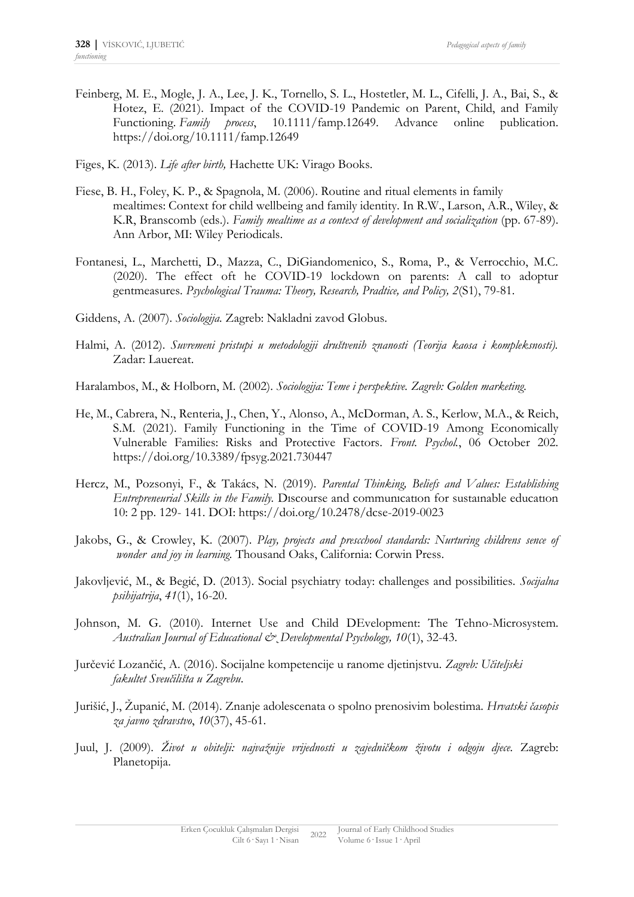Feinberg, M. E., Mogle, J. A., Lee, J. K., Tornello, S. L., Hostetler, M. L., Cifelli, J. A., Bai, S., & Hotez, E. (2021). Impact of the COVID-19 Pandemic on Parent, Child, and Family Functioning. *Family process*, 10.1111/famp.12649. Advance online publication. https://doi.org/10.1111/famp.12649

Figes, K. (2013). *Life after birth,* Hachette UK: Virago Books.

Fiese, B. H., Foley, K. P., & Spagnola, M. (2006). Routine and ritual elements in family mealtimes: Context for child wellbeing and family identity. In R.W., Larson, A.R., Wiley, & K.R, Branscomb (eds.). *Family mealtime as a context of development and socialization* (pp. 67-89). Ann Arbor, MI: Wiley Periodicals.

Fontanesi, L., Marchetti, D., Mazza, C., DiGiandomenico, S., Roma, P., & Verrocchio, M.C. (2020). The effect oft he COVID-19 lockdown on parents: A call to adoptur gentmeasures. *Psychological Trauma: Theory, Research, Pradtice, and Policy, 2*(S1), 79-81.

Giddens, A. (2007). *Sociologija.* Zagreb: Nakladni zavod Globus.

Halmi, A. (2012). *Suvremeni pristupi u metodologiji društvenih znanosti (Teorija kaosa i kompleksnosti).* Zadar: Lauereat.

Haralambos, M., & Holborn, M. (2002). *Sociologija: Teme i perspektive. Zagreb: Golden marketing.*

He, M., Cabrera, N., Renteria, J., Chen, Y., Alonso, A., McDorman, A. S., Kerlow, M.A., & Reich, S.M. (2021). Family Functioning in the Time of COVID-19 Among Economically Vulnerable Families: Risks and Protective Factors. *Front. Psychol.*, 06 October 202. https://doi.org/10.3389/fpsyg.2021.730447

Hercz, M., Pozsonyi, F., & Takács, N. (2019). *Parental Thinking, Beliefs and Values: Establishing Entrepreneurial Skills in the Family.* Dıscourse and communıcatıon for sustaınable educatıon 10: 2 pp. 129- 141. DOI: https://doi.org/10.2478/dcse-2019-0023

Jakobs, G., & Crowley, K. (2007). *Play, projects and prescchool standards: Nurturing childrens sence of wonder and joy in learning.* Thousand Oaks, California: Corwin Press.

Jakovljević, M., & Begić, D. (2013). Social psychiatry today: challenges and possibilities. *Socijalna psihijatrija*, *41*(1), 16-20.

Johnson, M. G. (2010). Internet Use and Child DEvelopment: The Tehno-Microsystem. *Australian Journal of Educational & Developmental Psychology, 10*(1), 32-43.

Jurčević Lozančić, A. (2016). Socijalne kompetencije u ranome djetinjstvu. *Zagreb: Učiteljski fakultet Sveučilišta u Zagrebu*.

Jurišić, J., Županić, M. (2014). Znanje adolescenata o spolno prenosivim bolestima. *Hrvatski časopis za javno zdravstvo*, *10*(37), 45-61.

Juul, J. (2009). *Život u obitelji: najvažnije vrijednosti u zajedničkom životu i odgoju djece.* Zagreb: Planetopija.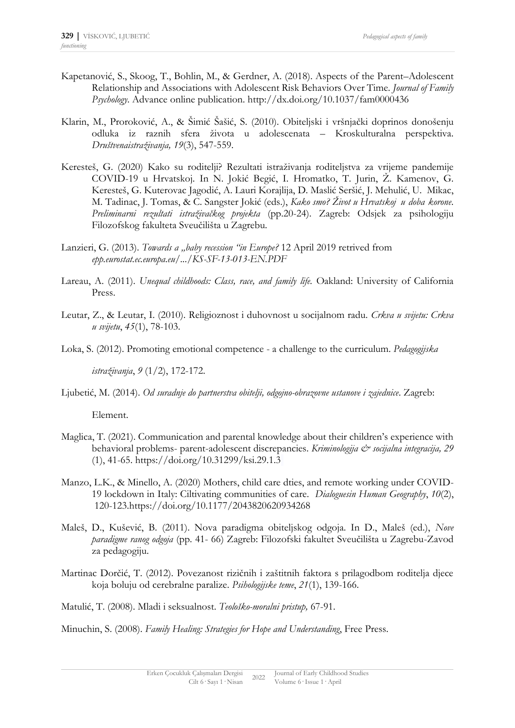Kapetanović, S., Skoog, T., Bohlin, M., & Gerdner, A. (2018). Aspects of the Parent–Adolescent Relationship and Associations with Adolescent Risk Behaviors Over Time. *Journal of Family Psychology*. Advance online publication. http://dx.doi.org/10.1037/fam0000436

Klarin, M., Proroković, A., & Šimić Šašić, S. (2010). Obiteljski i vršnjački doprinos donošenju odluka iz raznih sfera života u adolescenata – Kroskulturalna perspektiva. *Društvenaistraživanja, 19*(3), 547-559.

Keresteš, G. (2020) Kako su roditelji? Rezultati istraživanja roditeljstva za vrijeme pandemije COVID-19 u Hrvatskoj. In N. Jokić Begić, I. Hromatko, T. Jurin, Ž. Kamenov, G. Keresteš, G. Kuterovac Jagodić, A. Lauri Korajlija, D. Maslić Seršić, J. Mehulić, U. Mikac, M. Tadinac, J. Tomas, & C. Sangster Jokić (eds.), *Kako smo? Život u Hrvatskoj u doba korone. Preliminarni rezultati istraživačkog projekta* (pp.20-24). Zagreb: Odsjek za psihologiju Filozofskog fakulteta Sveučilišta u Zagrebu.

Lanzieri, G. (2013). *Towards a „baby recession "in Europe?* 12 April 2019 retrived from *epp.eurostat.ec.europa.eu/.../KS-SF-13-013-EN.PDF*

Lareau, A. (2011). *Unequal childhoods: Class, race, and family life.* Oakland: University of California Press.

Leutar, Z., & Leutar, I. (2010). Religioznost i duhovnost u socijalnom radu. *Crkva u svijetu: Crkva u svijetu*, *45*(1), 78-103.

Loka, S. (2012). Promoting emotional competence - a challenge to the curriculum. *Pedagogijska istraživanja*, *9* (1/2), 172-172.

Ljubetić, M. (2014). *Od suradnje do partnerstva obitelji, odgojno-obrazovne ustanove i zajednice*. Zagreb: Element.

Maglica, T. (2021). Communication and parental knowledge about their children's experience with behavioral problems- parent-adolescent discrepancies. *Kriminologija & socijalna integracija, 29* (1), 41-65. https://doi.org/10.31299/ksi.29.1.3

Manzo, L.K., & Minello, A. (2020) Mothers, child care dties, and remote working under COVID-19 lockdown in Italy: Ciltivating communities of care. *Dialoguesin Human Geography*, *10*(2), 120-123.https://doi.org/10.1177/2043820620934268

Maleš, D., Kušević, B. (2011). Nova paradigma obiteljskog odgoja. In D., Maleš (ed.), *Nove paradigme ranog odgoja* (pp. 41- 66) Zagreb: Filozofski fakultet Sveučilišta u Zagrebu-Zavod za pedagogiju.

Martinac Dorčić, T. (2012). Povezanost rizičnih i zaštitnih faktora s prilagodbom roditelja djece koja boluju od cerebralne paralize. *Psihologijske teme*, *21*(1), 139-166.

Matulić, T. (2008). Mladi i seksualnost. *Teološko-moralni pristup,* 67-91.

Minuchin, S. (2008). *Family Healing: Strategies for Hope and Understanding*, Free Press.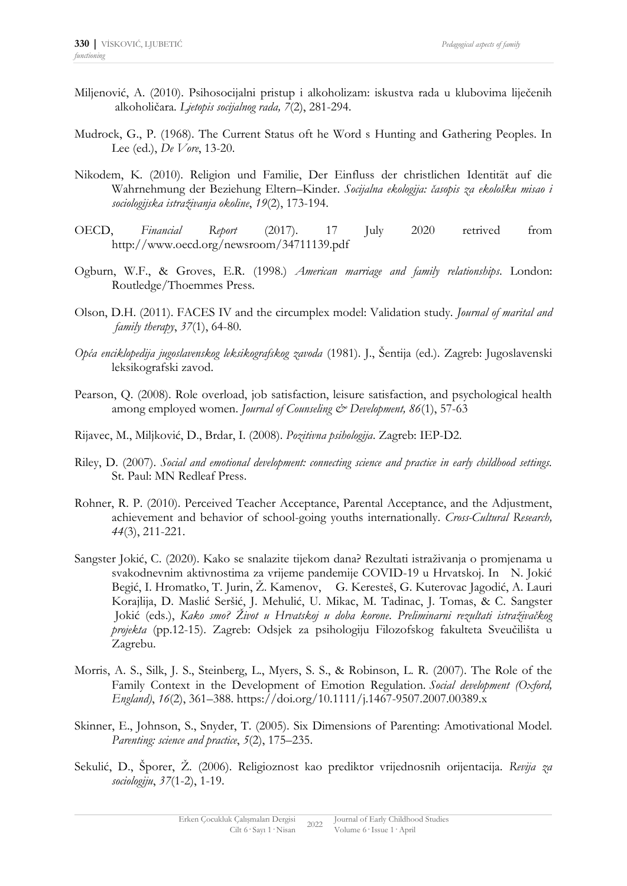Miljenović, A. (2010). Psihosocijalni pristup i alkoholizam: iskustva rada u klubovima liječenih alkoholičara. *Ljetopis socijalnog rada, 7*(2), 281-294.

Mudrock, G., P. (1968). The Current Status oft he Word s Hunting and Gathering Peoples. In Lee (ed.), *De Vore*, 13-20.

Nikodem, K. (2010). Religion und Familie, Der Einfluss der christlichen Identität auf die Wahrnehmung der Beziehung Eltern–Kinder. *Socijalna ekologija: časopis za ekološku misao i sociologijska istraživanja okoline*, *19*(2), 173-194.

OECD, *Financial Report* (2017). 17 July 2020 retrived from http://www.oecd.org/newsroom/34711139.pdf

Ogburn, W.F., & Groves, E.R. (1998.) *American marriage and family relationships*. London: Routledge/Thoemmes Press.

Olson, D.H. (2011). FACES IV and the circumplex model: Validation study. *Journal of marital and family therapy*, *37*(1), 64-80.

*Opća enciklopedija jugoslavenskog leksikografskog zavoda* (1981). J., Šentija (ed.). Zagreb: Jugoslavenski leksikografski zavod.

Pearson, Q. (2008). Role overload, job satisfaction, leisure satisfaction, and psychological health among employed women. *Journal of Counseling & Development, 86*(1), 57-63

Rijavec, M., Miljković, D., Brdar, I. (2008). *Pozitivna psihologija*. Zagreb: IEP-D2.

Riley, D. (2007). *Social and emotional development: connecting science and practice in early childhood settings*. St. Paul: MN Redleaf Press.

Rohner, R. P. (2010). Perceived Teacher Acceptance, Parental Acceptance, and the Adjustment, achievement and behavior of school-going youths internationally. *Cross-Cultural Research, 44*(3), 211-221.

Sangster Jokić, C. (2020). Kako se snalazite tijekom dana? Rezultati istraživanja o promjenama u svakodnevnim aktivnostima za vrijeme pandemije COVID-19 u Hrvatskoj. In N. Jokić Begić, I. Hromatko, T. Jurin, Ž. Kamenov, G. Keresteš, G. Kuterovac Jagodić, A. Lauri Korajlija, D. Maslić Seršić, J. Mehulić, U. Mikac, M. Tadinac, J. Tomas, & C. Sangster Jokić (eds.), *Kako smo? Život u Hrvatskoj u doba korone. Preliminarni rezultati istraživačkog projekta* (pp.12-15). Zagreb: Odsjek za psihologiju Filozofskog fakulteta Sveučilišta u Zagrebu.

Morris, A. S., Silk, J. S., Steinberg, L., Myers, S. S., & Robinson, L. R. (2007). The Role of the Family Context in the Development of Emotion Regulation. *Social development (Oxford, England)*, *16*(2), 361–388. https://doi.org/10.1111/j.1467-9507.2007.00389.x

Skinner, E., Johnson, S., Snyder, T. (2005). Six Dimensions of Parenting: Amotivational Model. *Parenting: science and practice*, *5*(2), 175–235.

Sekulić, D., Šporer, Ž. (2006). Religioznost kao prediktor vrijednosnih orijentacija. *Revija za sociologiju*, *37*(1-2), 1-19.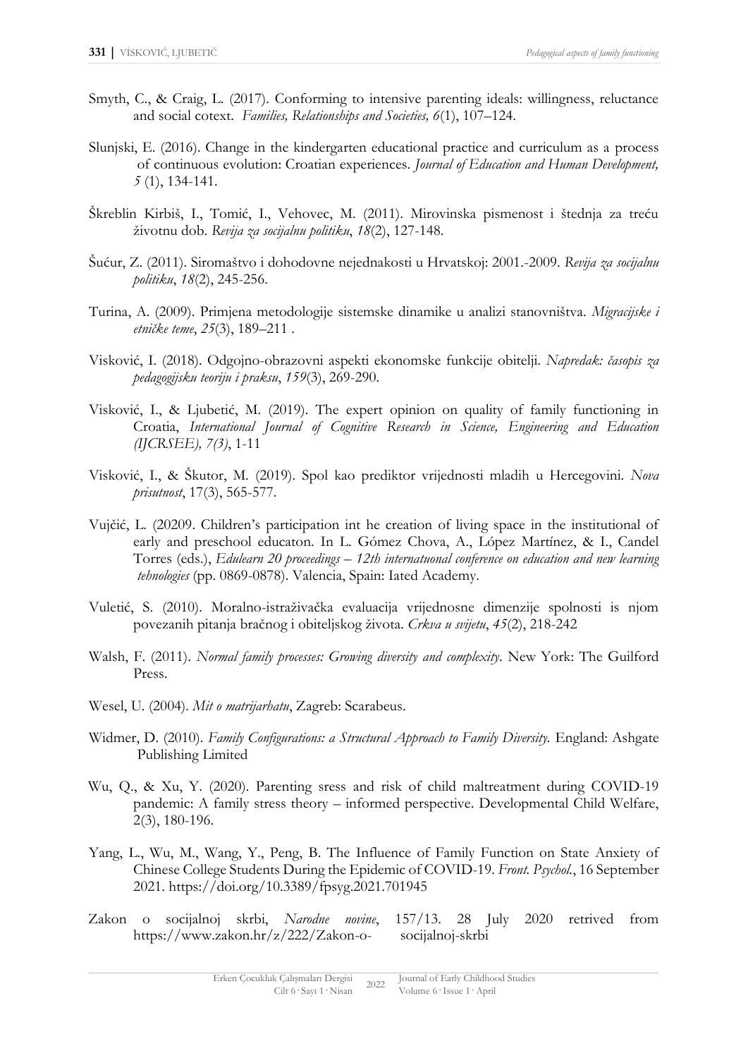Smyth, C., & Craig, L. (2017). Conforming to intensive parenting ideals: willingness, reluctance and social cotext. *Families, Relationships and Societies, 6*(1), 107–124.

Slunjski, E. (2016). Change in the kindergarten educational practice and curriculum as a process of continuous evolution: Croatian experiences. *Journal of Education and Human Development, 5* (1), 134-141.

Škreblin Kirbiš, I., Tomić, I., Vehovec, M. (2011). Mirovinska pismenost i štednja za treću životnu dob. *Revija za socijalnu politiku*, *18*(2), 127-148.

Šućur, Z. (2011). Siromaštvo i dohodovne nejednakosti u Hrvatskoj: 2001.-2009. *Revija za socijalnu politiku*, *18*(2), 245-256.

Turina, A. (2009). Primjena metodologije sistemske dinamike u analizi stanovništva. *Migracijske i etničke teme*, *25*(3), 189–211 .

Visković, I. (2018). Odgojno-obrazovni aspekti ekonomske funkcije obitelji. *Napredak: časopis za pedagogijsku teoriju i praksu*, *159*(3), 269-290.

Visković, I., & Ljubetić, M. (2019). The expert opinion on quality of family functioning in Croatia, *International Journal of Cognitive Research in Science, Engineering and Education (IJCRSEE), 7(3)*, 1-11

Visković, I., & Škutor, M. (2019). Spol kao prediktor vrijednosti mladih u Hercegovini. *Nova prisutnost*, 17(3), 565-577.

Vujčić, L. (20209. Children's participation int he creation of living space in the institutional of early and preschool educaton. In L. Gómez Chova, A., López Martínez, & I., Candel Torres (eds.), *Edulearn 20 proceedings – 12th internatuonal conference on education and new learning tehnologies* (pp. 0869-0878). Valencia, Spain: Iated Academy.

Vuletić, S. (2010). Moralno-istraživačka evaluacija vrijednosne dimenzije spolnosti is njom povezanih pitanja bračnog i obiteljskog života. *Crkva u svijetu*, *45*(2), 218-242

Walsh, F. (2011). *Normal family processes: Growing diversity and complexity*. New York: The Guilford Press.

Wesel, U. (2004). *Mit o matrijarhatu*, Zagreb: Scarabeus.

Widmer, D. (2010). *Family Configurations: a Structural Approach to Family Diversity.* England: Ashgate Publishing Limited

Wu, Q., & Xu, Y. (2020). Parenting sress and risk of child maltreatment during COVID-19 pandemic: A family stress theory – informed perspective. Developmental Child Welfare, 2(3), 180-196.

Yang, L., Wu, M., Wang, Y., Peng, B. The Influence of Family Function on State Anxiety of Chinese College Students During the Epidemic of COVID-19. *Front. Psychol.*, 16 September 2021. https://doi.org/10.3389/fpsyg.2021.701945

Zakon o socijalnoj skrbi, *Narodne novine*, 157/13. 28 July 2020 retrived from https://www.zakon.hr/z/222/Zakon-o- socijalnoj-skrbi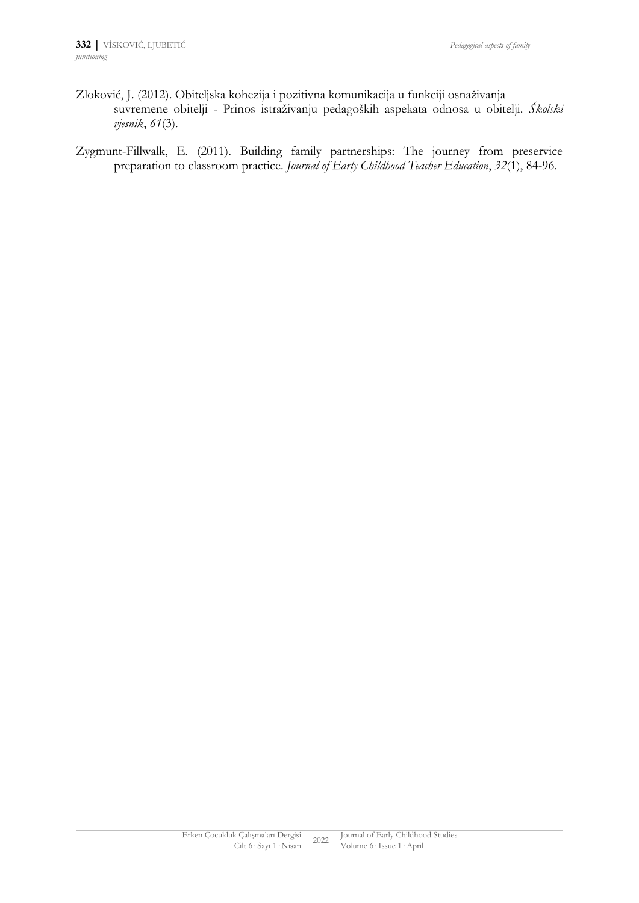Zloković, J. (2012). Obiteljska kohezija i pozitivna komunikacija u funkciji osnaživanja suvremene obitelji - Prinos istraživanju pedagoških aspekata odnosa u obitelji. *Školski vjesnik*, *61*(3).

Zygmunt-Fillwalk, E. (2011). Building family partnerships: The journey from preservice preparation to classroom practice. *Journal of Early Childhood Teacher Education*, *32*(1), 84-96.